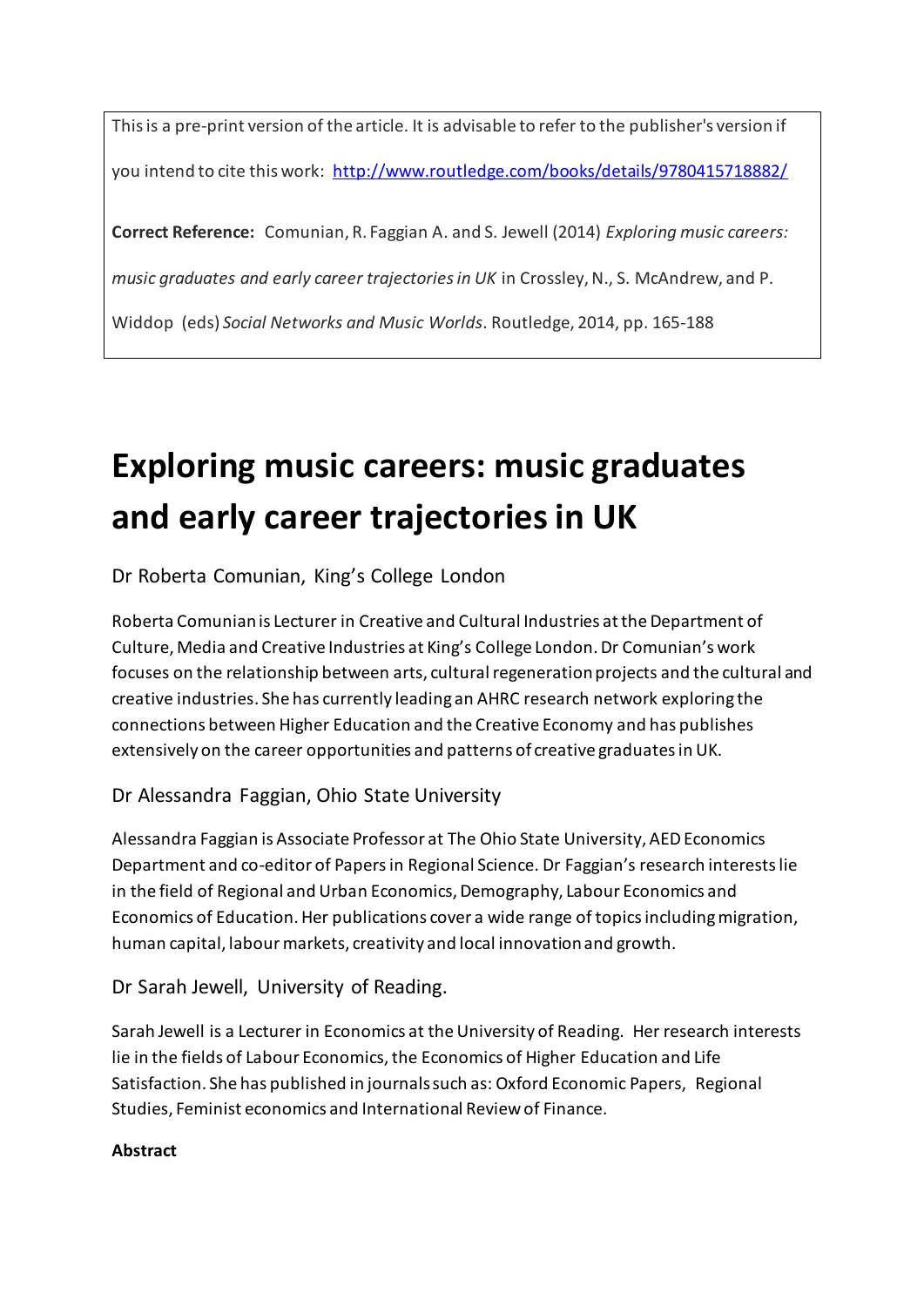This is a pre-print version of the article. It is advisable to refer to the publisher's version if you intend to cite this work: [http://www.routledge.com/books/details/9780415718882/](http://www.routledge.com/books/details/9780415718882/)

**Correct Reference:** Comunian, R. Faggian A. and S. Jewell (2014) *Exploring music careers: music graduates and early career trajectories in UK* in Crossley, N., S. McAndrew, and P. Widdop (eds) *Social Networks and Music Worlds*. Routledge, 2014, pp. 165-188

# Exploring music careers: music graduates and early career trajectories in UK

## Dr Roberta Comunian, King's College London

Roberta Comunian is Lecturer in Creative and Cultural Industries at the Department of Culture, Media and Creative Industries at King's College London. Dr Comunian's work focuses on the relationship between arts, cultural regeneration projects and the cultural and creative industries. She has currently leading an AHRC research network exploring the connections between Higher Education and the Creative Economy and has publishes extensively on the career opportunities and patterns of creative graduates in UK.

## Dr Alessandra Faggian, Ohio State University

Alessandra Faggian is Associate Professor at The Ohio State University, AED Economics Department and co-editor of Papers in Regional Science. Dr Faggian's research interests lie in the field of Regional and Urban Economics, Demography, Labour Economics and Economics of Education. Her publications cover a wide range of topics including migration, human capital, labour markets, creativity and local innovation and growth.

## Dr Sarah Jewell, University of Reading.

Sarah Jewell is a Lecturer in Economics at the University of Reading. Her research interests lie in the fields of Labour Economics, the Economics of Higher Education and Life Satisfaction. She has published in journals such as: Oxford Economic Papers, Regional Studies, Feminist economics and International Review of Finance.

**Abstract**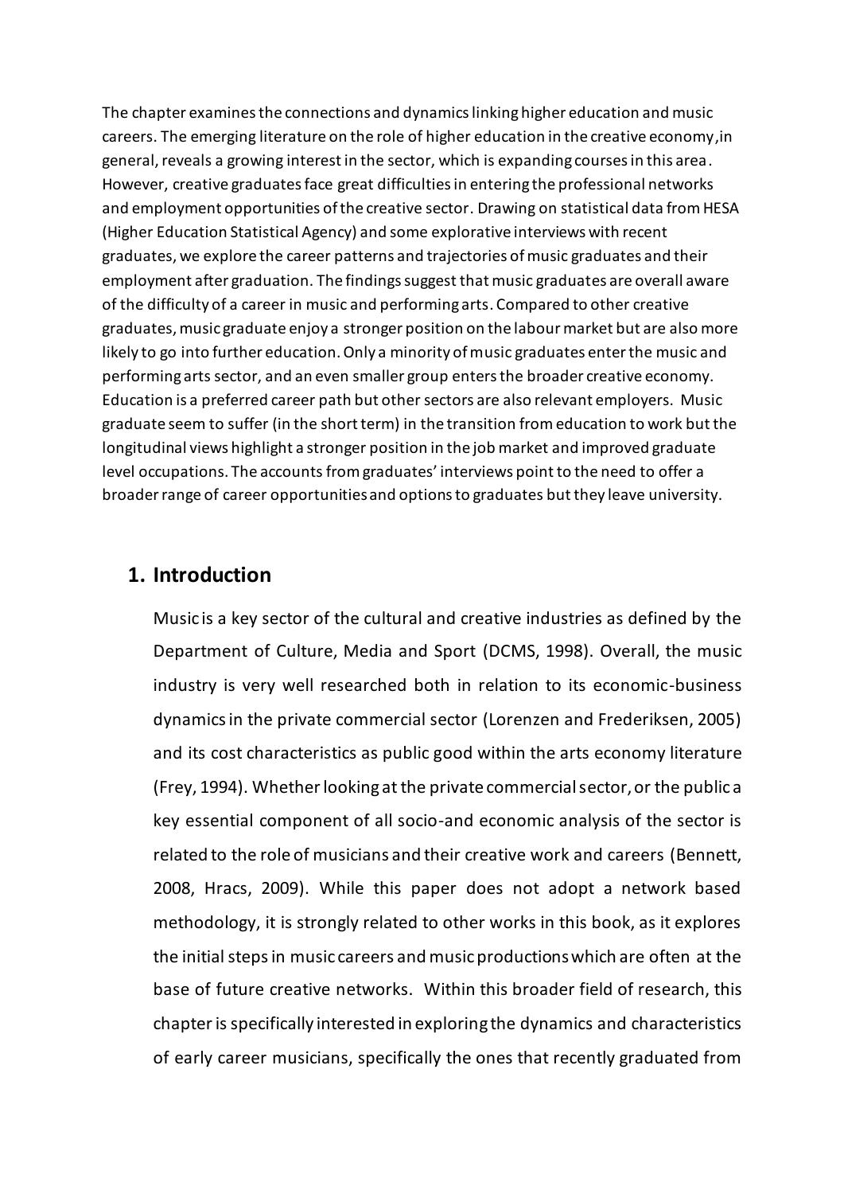The chapter examines the connections and dynamics linking higher education and music careers. The emerging literature on the role of higher education in the creative economy,in general, reveals a growing interest in the sector, which is expanding courses in this area. However, creative graduates face great difficulties in entering the professional networks and employment opportunities of the creative sector. Drawing on statistical data from HESA (Higher Education Statistical Agency) and some explorative interviews with recent graduates, we explore the career patterns and trajectories of music graduates and their employment after graduation. The findings suggest that music graduates are overall aware of the difficulty of a career in music and performing arts. Compared to other creative graduates, music graduate enjoy a stronger position on the labour market but are also more likely to go into further education. Only a minority of music graduates enter the music and performing arts sector, and an even smaller group enters the broader creative economy. Education is a preferred career path but other sectors are also relevant employers. Music graduate seem to suffer (in the short term) in the transition from education to work but the longitudinal views highlight a stronger position in the job market and improved graduate level occupations. The accounts from graduates' interviews point to the need to offer a broader range of career opportunities and options to graduates but they leave university.

## 1. Introduction

Music is a key sector of the cultural and creative industries as defined by the Department of Culture, Media and Sport (DCMS, 1998). Overall, the music industry is very well researched both in relation to its economic-business dynamics in the private commercial sector (Lorenzen and Frederiksen, 2005) and its cost characteristics as public good within the arts economy literature (Frey, 1994). Whether looking at the private commercial sector, or the public a key essential component of all socio-and economic analysis of the sector is related to the role of musicians and their creative work and careers (Bennett, 2008, Hracs, 2009). While this paper does not adopt a network based methodology, it is strongly related to other works in this book, as it explores the initial steps in music careers and music productions which are often at the base of future creative networks. Within this broader field of research, this chapter is specifically interested in exploring the dynamics and characteristics of early career musicians, specifically the ones that recently graduated from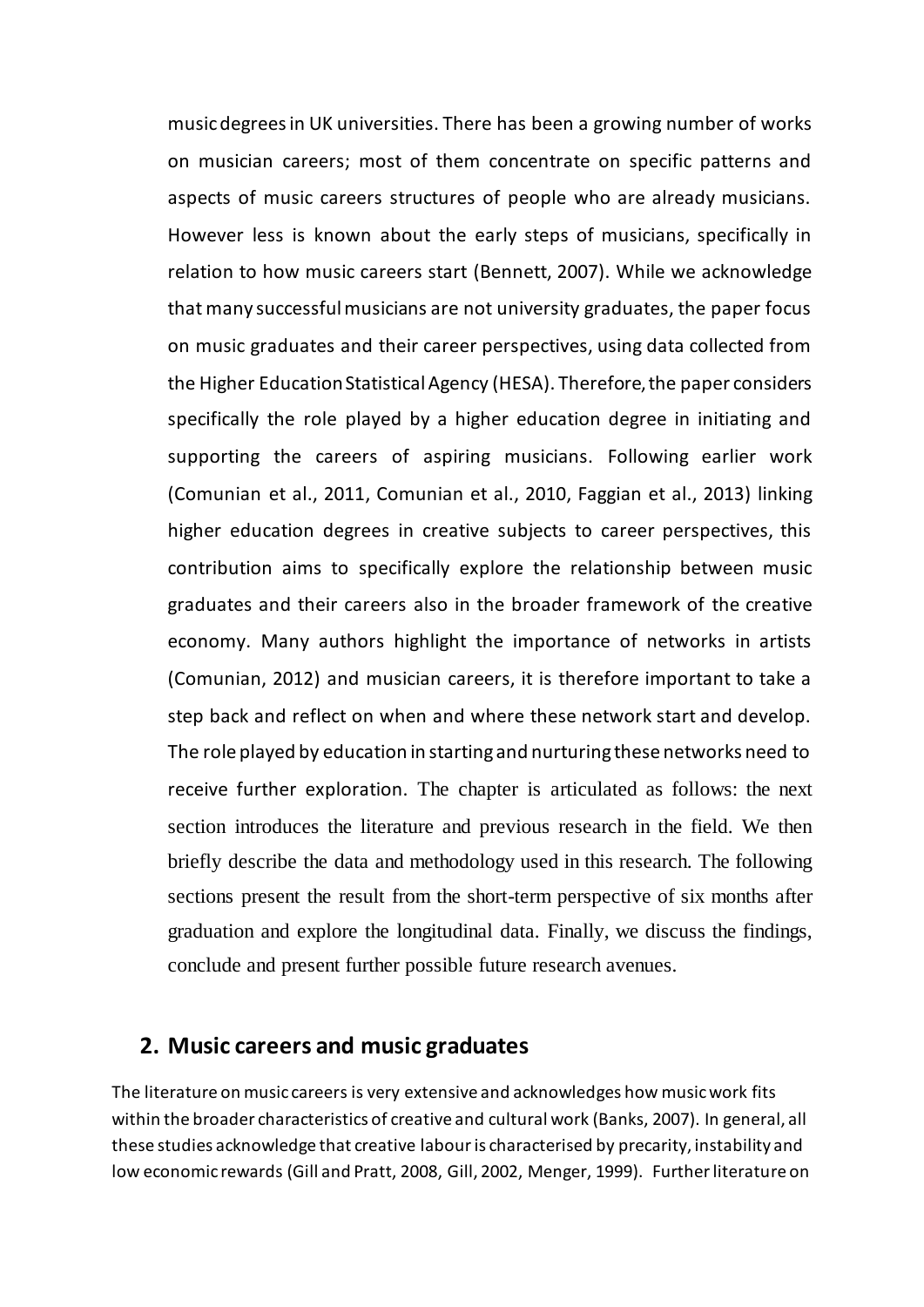music degrees in UK universities. There has been a growing number of works on musician careers; most of them concentrate on specific patterns and aspects of music careers structures of people who are already musicians. However less is known about the early steps of musicians, specifically in relation to how music careers start (Bennett, 2007). While we acknowledge that many successful musicians are not university graduates, the paper focus on music graduates and their career perspectives, using data collected from the Higher Education Statistical Agency (HESA). Therefore, the paper considers specifically the role played by a higher education degree in initiating and supporting the careers of aspiring musicians. Following earlier work (Comunian et al., 2011, Comunian et al., 2010, Faggian et al., 2013) linking higher education degrees in creative subjects to career perspectives, this contribution aims to specifically explore the relationship between music graduates and their careers also in the broader framework of the creative economy. Many authors highlight the importance of networks in artists (Comunian, 2012) and musician careers, it is therefore important to take a step back and reflect on when and where these network start and develop. The role played by education in starting and nurturing these networks need to receive further exploration. The chapter is articulated as follows: the next section introduces the literature and previous research in the field. We then briefly describe the data and methodology used in this research. The following sections present the result from the short-term perspective of six months after graduation and explore the longitudinal data. Finally, we discuss the findings, conclude and present further possible future research avenues.

## 2. Music careers and music graduates

The literature on music careers is very extensive and acknowledges how music work fits within the broader characteristics of creative and cultural work (Banks, 2007). In general, all these studies acknowledge that creative labour is characterised by precarity, instability and low economic rewards (Gill and Pratt, 2008, Gill, 2002, Menger, 1999). Further literature on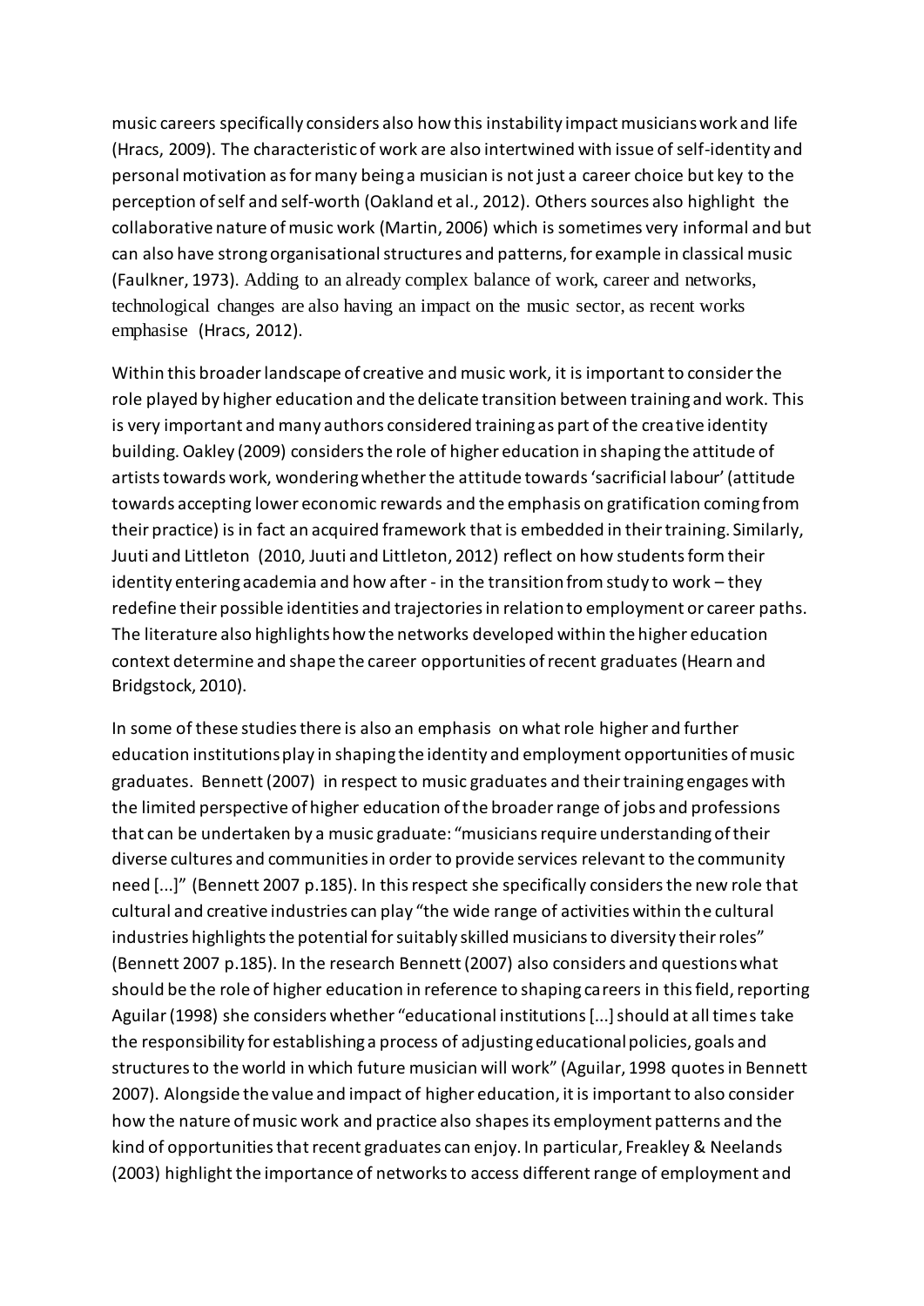music careers specifically considers also how this instability impact musicians work and life (Hracs, 2009). The characteristic of work are also intertwined with issue of self-identity and personal motivation as for many being a musician is not just a career choice but key to the perception of self and self-worth (Oakland et al., 2012). Others sources also highlight the collaborative nature of music work (Martin, 2006) which is sometimes very informal and but can also have strong organisational structures and patterns, for example in classical music (Faulkner, 1973). Adding to an already complex balance of work, career and networks, technological changes are also having an impact on the music sector, as recent works emphasise (Hracs, 2012).

Within this broader landscape of creative and music work, it is important to consider the role played by higher education and the delicate transition between training and work. This is very important and many authors considered training as part of the creative identity building. Oakley (2009) considers the role of higher education in shaping the attitude of artists towards work, wondering whether the attitude towards 'sacrificial labour' (attitude towards accepting lower economic rewards and the emphasis on gratification coming from their practice) is in fact an acquired framework that is embedded in their training. Similarly, Juuti and Littleton (2010, Juuti and Littleton, 2012) reflect on how students form their identity entering academia and how after - in the transition from study to work – they redefine their possible identities and trajectories in relation to employment or career paths. The literature also highlights how the networks developed within the higher education context determine and shape the career opportunities of recent graduates (Hearn and Bridgstock, 2010).

In some of these studies there is also an emphasis on what role higher and further education institutions play in shaping the identity and employment opportunities of music graduates. Bennett (2007) in respect to music graduates and their training engages with the limited perspective of higher education of the broader range of jobs and professions that can be undertaken by a music graduate: "musicians require understanding of their diverse cultures and communities in order to provide services relevant to the community need [...]" (Bennett 2007 p.185). In this respect she specifically considers the new role that cultural and creative industries can play "the wide range of activities within the cultural industries highlights the potential for suitably skilled musicians to diversity their roles" (Bennett 2007 p.185). In the research Bennett (2007) also considers and questions what should be the role of higher education in reference to shaping careers in this field, reporting Aguilar (1998) she considers whether "educational institutions [...] should at all times take the responsibility for establishing a process of adjusting educational policies, goals and structures to the world in which future musician will work" (Aguilar, 1998 quotes in Bennett 2007). Alongside the value and impact of higher education, it is important to also consider how the nature of music work and practice also shapes its employment patterns and the kind of opportunities that recent graduates can enjoy. In particular, Freakley & Neelands (2003) highlight the importance of networks to access different range of employment and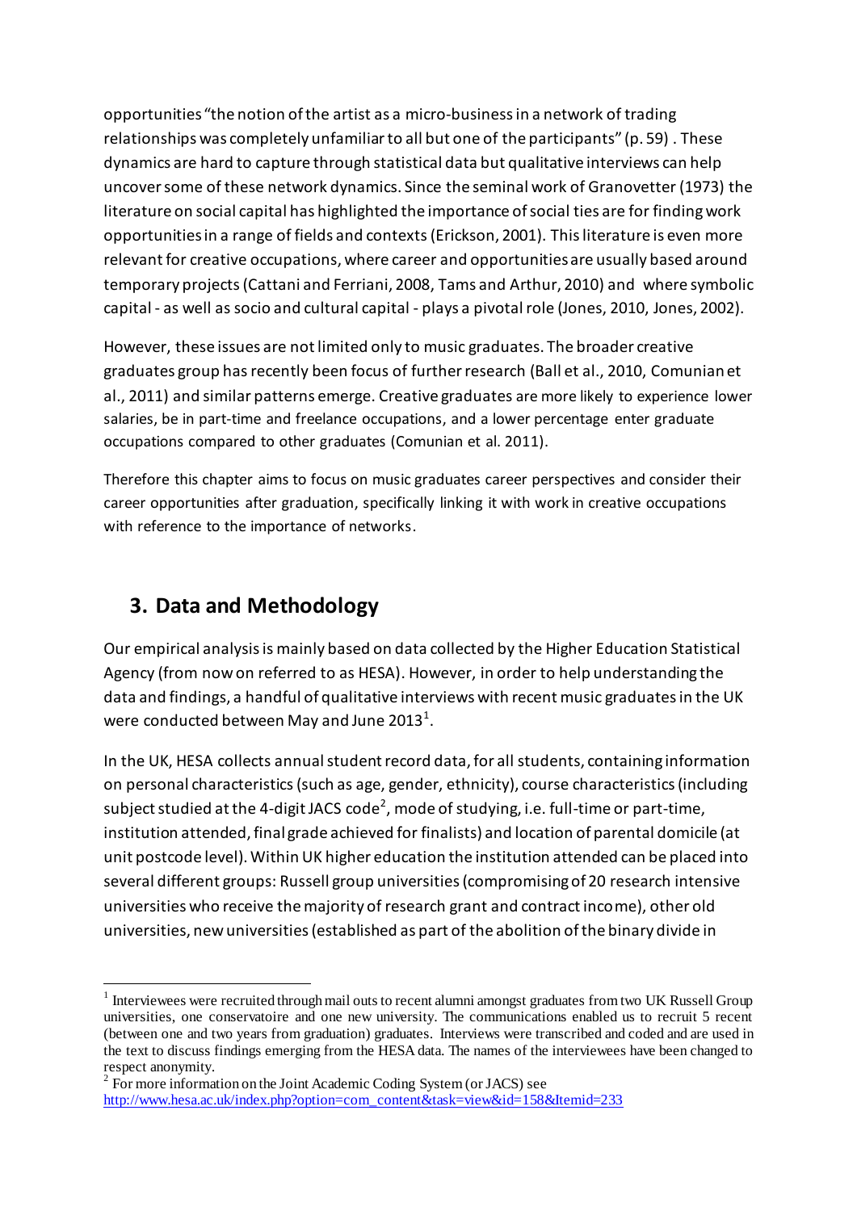opportunities "the notion of the artist as a micro-business in a network of trading relationships was completely unfamiliar to all but one of the participants" (p. 59) . These dynamics are hard to capture through statistical data but qualitative interviews can help uncover some of these network dynamics. Since the seminal work of Granovetter (1973) the literature on social capital has highlighted the importance of social ties are for finding work opportunities in a range of fields and contexts (Erickson, 2001). This literature is even more relevant for creative occupations, where career and opportunities are usually based around temporary projects (Cattani and Ferriani, 2008, Tams and Arthur, 2010) and where symbolic capital - as well as socio and cultural capital - plays a pivotal role (Jones, 2010, Jones, 2002).

However, these issues are not limited only to music graduates. The broader creative graduates group has recently been focus of further research (Ball et al., 2010, Comunian et al., 2011) and similar patterns emerge. Creative graduates are more likely to experience lower salaries, be in part-time and freelance occupations, and a lower percentage enter graduate occupations compared to other graduates (Comunian et al. 2011).

Therefore this chapter aims to focus on music graduates career perspectives and consider their career opportunities after graduation, specifically linking it with work in creative occupations with reference to the importance of networks.

## 3. Data and Methodology

Our empirical analysis is mainly based on data collected by the Higher Education Statistical Agency (from now on referred to as HESA). However, in order to help understanding the data and findings, a handful of qualitative interviews with recent music graduates in the UK were conducted between May and June 2013[1].

In the UK, HESA collects annual student record data, for all students, containing information on personal characteristics (such as age, gender, ethnicity), course characteristics (including subject studied at the 4-digit JACS code[2], mode of studying, i.e. full-time or part-time, institution attended, final grade achieved for finalists) and location of parental domicile (at unit postcode level). Within UK higher education the institution attended can be placed into several different groups: Russell group universities (compromising of 20 research intensive universities who receive the majority of research grant and contract income), other old universities, new universities (established as part of the abolition of the binary divide in

---

[1] Interviewees were recruited through mail outs to recent alumni amongst graduates from two UK Russell Group universities, one conservatoire and one new university. The communications enabled us to recruit 5 recent (between one and two years from graduation) graduates. Interviews were transcribed and coded and are used in the text to discuss findings emerging from the HESA data. The names of the interviewees have been changed to respect anonymity.

[2] For more information on the Joint Academic Coding System (or JACS) see http://www.hesa.ac.uk/index.php?option=com_content&task=view&id=158&Itemid=233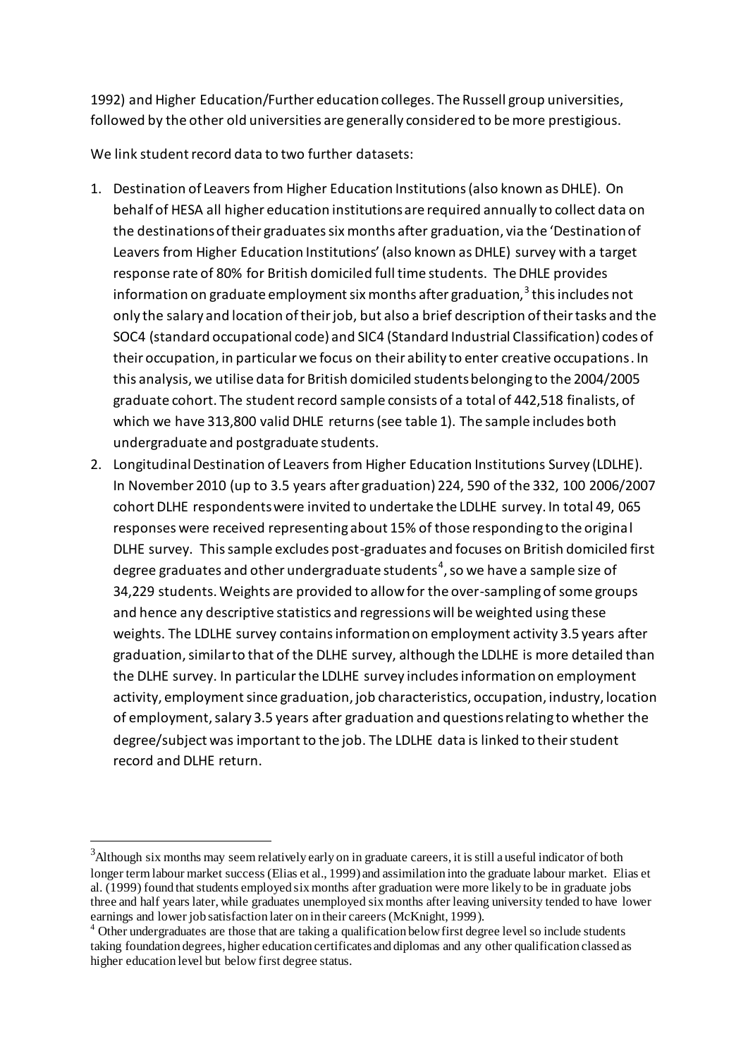1992) and Higher Education/Further education colleges. The Russell group universities, followed by the other old universities are generally considered to be more prestigious.

We link student record data to two further datasets:

1. Destination of Leavers from Higher Education Institutions (also known as DHLE). On behalf of HESA all higher education institutions are required annually to collect data on the destinations of their graduates six months after graduation, via the 'Destination of Leavers from Higher Education Institutions' (also known as DHLE) survey with a target response rate of 80% for British domiciled full time students. The DHLE provides information on graduate employment six months after graduation,[3] this includes not only the salary and location of their job, but also a brief description of their tasks and the SOC4 (standard occupational code) and SIC4 (Standard Industrial Classification) codes of their occupation, in particular we focus on their ability to enter creative occupations. In this analysis, we utilise data for British domiciled students belonging to the 2004/2005 graduate cohort. The student record sample consists of a total of 442,518 finalists, of which we have 313,800 valid DHLE returns (see table 1). The sample includes both undergraduate and postgraduate students.
2. Longitudinal Destination of Leavers from Higher Education Institutions Survey (LDLHE). In November 2010 (up to 3.5 years after graduation) 224, 590 of the 332, 100 2006/2007 cohort DHLE respondents were invited to undertake the LDLHE survey. In total 49, 065 responses were received representing about 15% of those responding to the original DHLE survey. This sample excludes post-graduates and focuses on British domiciled first degree graduates and other undergraduate students[4], so we have a sample size of 34,229 students. Weights are provided to allow for the over-sampling of some groups and hence any descriptive statistics and regressions will be weighted using these weights. The LDLHE survey contains information on employment activity 3.5 years after graduation, similar to that of the DHLE survey, although the LDLHE is more detailed than the DHLE survey. In particular the LDLHE survey includes information on employment activity, employment since graduation, job characteristics, occupation, industry, location of employment, salary 3.5 years after graduation and questions relating to whether the degree/subject was important to the job. The LDLHE data is linked to their student record and DHLE return.

[3] Although six months may seem relatively early on in graduate careers, it is still a useful indicator of both longer term labour market success (Elias et al., 1999) and assimilation into the graduate labour market. Elias et al. (1999) found that students employed six months after graduation were more likely to be in graduate jobs three and half years later, while graduates unemployed six months after leaving university tended to have lower earnings and lower job satisfaction later on in their careers (McKnight, 1999).

[4] Other undergraduates are those that are taking a qualification below first degree level so include students taking foundation degrees, higher education certificates and diplomas and any other qualification classed as higher education level but below first degree status.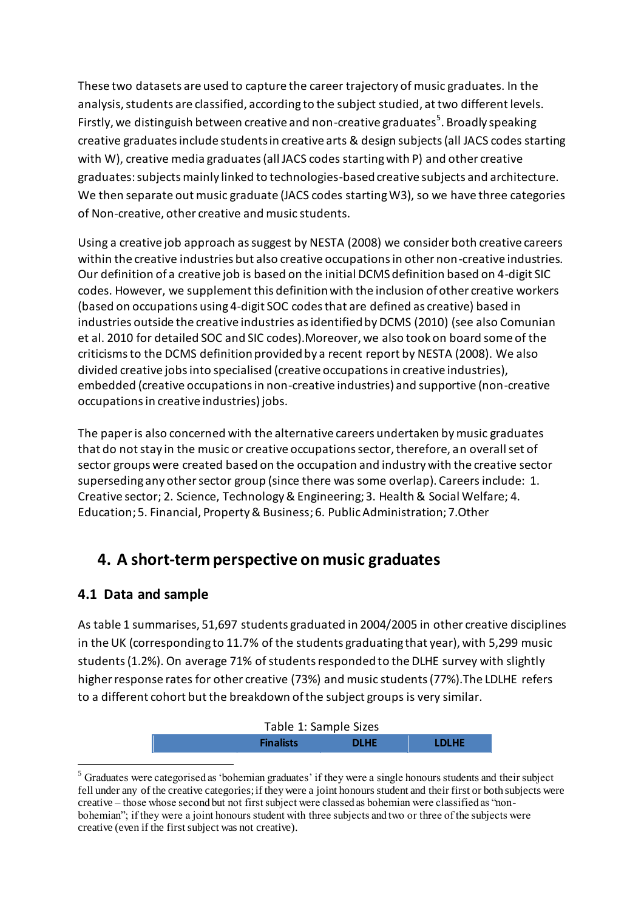These two datasets are used to capture the career trajectory of music graduates. In the analysis, students are classified, according to the subject studied, at two different levels. Firstly, we distinguish between creative and non-creative graduates[5]. Broadly speaking creative graduates include students in creative arts & design subjects (all JACS codes starting with W), creative media graduates (all JACS codes starting with P) and other creative graduates: subjects mainly linked to technologies-based creative subjects and architecture. We then separate out music graduate (JACS codes starting W3), so we have three categories of Non-creative, other creative and music students.

Using a creative job approach as suggest by NESTA (2008) we consider both creative careers within the creative industries but also creative occupations in other non-creative industries. Our definition of a creative job is based on the initial DCMS definition based on 4-digit SIC codes. However, we supplement this definition with the inclusion of other creative workers (based on occupations using 4-digit SOC codes that are defined as creative) based in industries outside the creative industries as identified by DCMS (2010) (see also Comunian et al. 2010 for detailed SOC and SIC codes).Moreover, we also took on board some of the criticisms to the DCMS definition provided by a recent report by NESTA (2008). We also divided creative jobs into specialised (creative occupations in creative industries), embedded (creative occupations in non-creative industries) and supportive (non-creative occupations in creative industries) jobs.

The paper is also concerned with the alternative careers undertaken by music graduates that do not stay in the music or creative occupations sector, therefore, an overall set of sector groups were created based on the occupation and industry with the creative sector superseding any other sector group (since there was some overlap). Careers include: 1. Creative sector; 2. Science, Technology & Engineering; 3. Health & Social Welfare; 4. Education; 5. Financial, Property & Business; 6. Public Administration; 7.Other

## 4. A short-term perspective on music graduates

### 4.1 Data and sample

As table 1 summarises, 51,697 students graduated in 2004/2005 in other creative disciplines in the UK (corresponding to 11.7% of the students graduating that year), with 5,299 music students (1.2%). On average 71% of students responded to the DLHE survey with slightly higher response rates for other creative (73%) and music students (77%).The LDLHE refers to a different cohort but the breakdown of the subject groups is very similar.

Table 1: Sample Sizes

| | Finalists | DLHE | LDLHE |
|---|---|---|---|

[5] Graduates were categorised as 'bohemian graduates' if they were a single honours students and their subject fell under any of the creative categories; if they were a joint honours student and their first or both subjects were creative – those whose second but not first subject were classed as bohemian were classified as "non-bohemian"; if they were a joint honours student with three subjects and two or three of the subjects were creative (even if the first subject was not creative).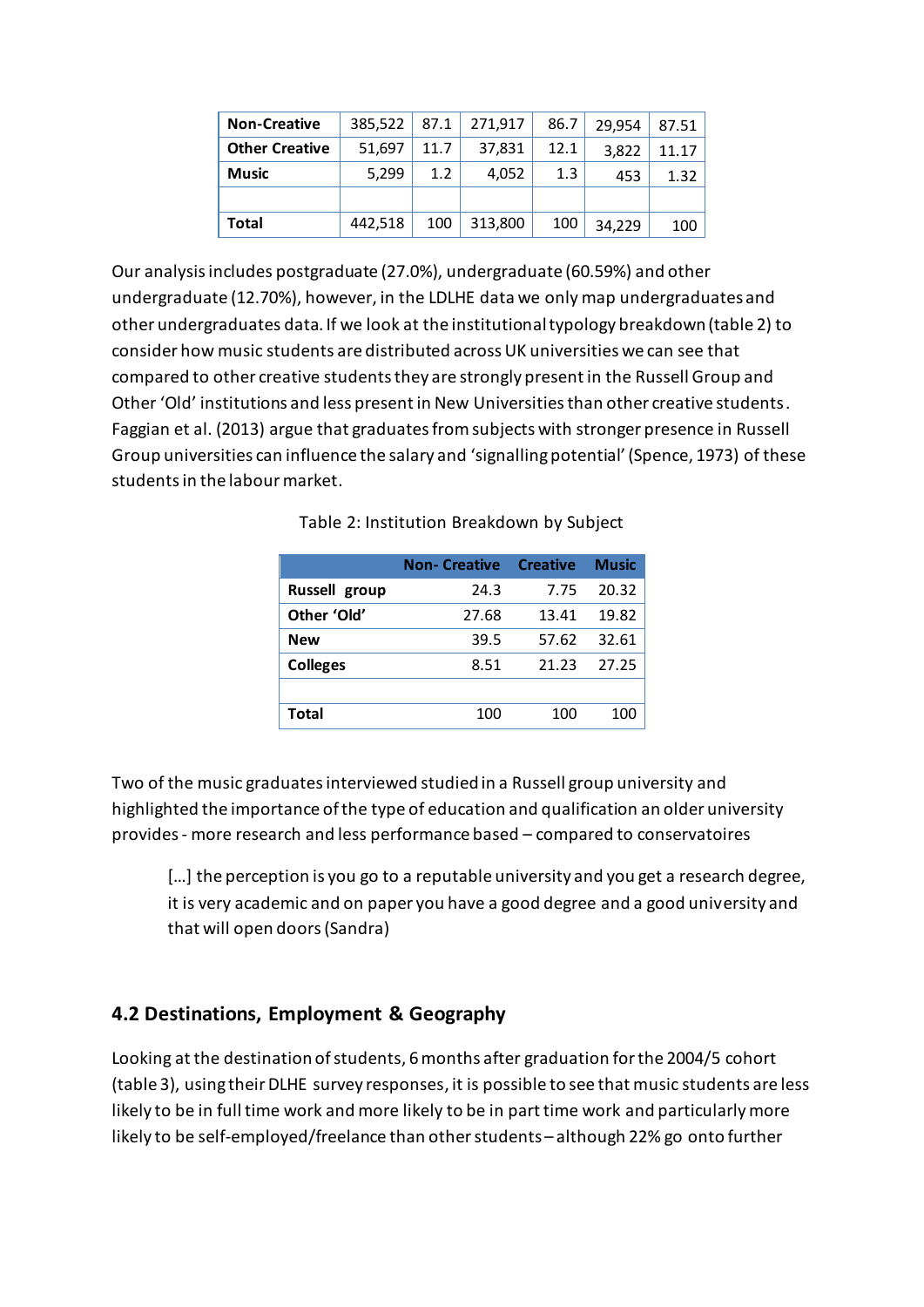| Non-Creative | 385,522 | 87.1 | 271,917 | 86.7 | 29,954 | 87.51 |
|---|---|---|---|---|---|---|
| Other Creative | 51,697 | 11.7 | 37,831 | 12.1 | 3,822 | 11.17 |
| Music | 5,299 | 1.2 | 4,052 | 1.3 | 453 | 1.32 |
| | | | | | | |
| Total | 442,518 | 100 | 313,800 | 100 | 34,229 | 100 |

Our analysis includes postgraduate (27.0%), undergraduate (60.59%) and other undergraduate (12.70%), however, in the LDLHE data we only map undergraduates and other undergraduates data. If we look at the institutional typology breakdown (table 2) to consider how music students are distributed across UK universities we can see that compared to other creative students they are strongly present in the Russell Group and Other 'Old' institutions and less present in New Universities than other creative students. Faggian et al. (2013) argue that graduates from subjects with stronger presence in Russell Group universities can influence the salary and 'signalling potential' (Spence, 1973) of these students in the labour market.

Table 2: Institution Breakdown by Subject

| | Non- Creative | Creative | Music |
|---|---|---|---|
| Russell group | 24.3 | 7.75 | 20.32 |
| Other 'Old' | 27.68 | 13.41 | 19.82 |
| New | 39.5 | 57.62 | 32.61 |
| Colleges | 8.51 | 21.23 | 27.25 |
| | | | |
| Total | 100 | 100 | 100 |

Two of the music graduates interviewed studied in a Russell group university and highlighted the importance of the type of education and qualification an older university provides - more research and less performance based – compared to conservatoires

> […] the perception is you go to a reputable university and you get a research degree, it is very academic and on paper you have a good degree and a good university and that will open doors (Sandra)

## 4.2 Destinations, Employment & Geography

Looking at the destination of students, 6 months after graduation for the 2004/5 cohort (table 3), using their DLHE survey responses, it is possible to see that music students are less likely to be in full time work and more likely to be in part time work and particularly more likely to be self-employed/freelance than other students – although 22% go onto further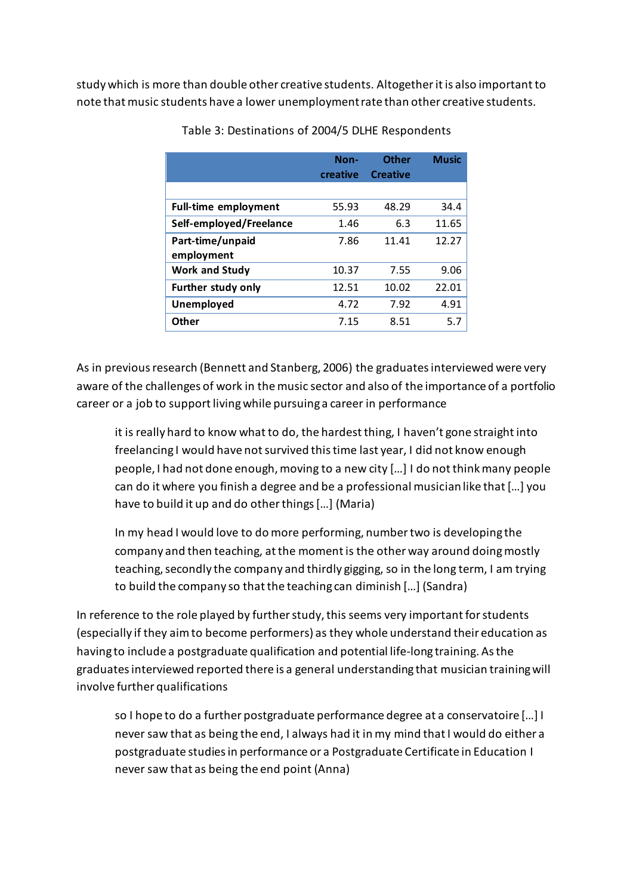study which is more than double other creative students. Altogether it is also important to note that music students have a lower unemployment rate than other creative students.

Table 3: Destinations of 2004/5 DLHE Respondents

| | Non-creative | Other Creative | Music |
|---|---|---|---|
| **Full-time employment** | 55.93 | 48.29 | 34.4 |
| **Self-employed/Freelance** | 1.46 | 6.3 | 11.65 |
| **Part-time/unpaid employment** | 7.86 | 11.41 | 12.27 |
| **Work and Study** | 10.37 | 7.55 | 9.06 |
| **Further study only** | 12.51 | 10.02 | 22.01 |
| **Unemployed** | 4.72 | 7.92 | 4.91 |
| **Other** | 7.15 | 8.51 | 5.7 |

As in previous research (Bennett and Stanberg, 2006) the graduates interviewed were very aware of the challenges of work in the music sector and also of the importance of a portfolio career or a job to support living while pursuing a career in performance

> it is really hard to know what to do, the hardest thing, I haven't gone straight into freelancing I would have not survived this time last year, I did not know enough people, I had not done enough, moving to a new city […] I do not think many people can do it where you finish a degree and be a professional musician like that […] you have to build it up and do other things […] (Maria)

> In my head I would love to do more performing, number two is developing the company and then teaching, at the moment is the other way around doing mostly teaching, secondly the company and thirdly gigging, so in the long term, I am trying to build the company so that the teaching can diminish […] (Sandra)

In reference to the role played by further study, this seems very important for students (especially if they aim to become performers) as they whole understand their education as having to include a postgraduate qualification and potential life-long training. As the graduates interviewed reported there is a general understanding that musician training will involve further qualifications

> so I hope to do a further postgraduate performance degree at a conservatoire […] I never saw that as being the end, I always had it in my mind that I would do either a postgraduate studies in performance or a Postgraduate Certificate in Education I never saw that as being the end point (Anna)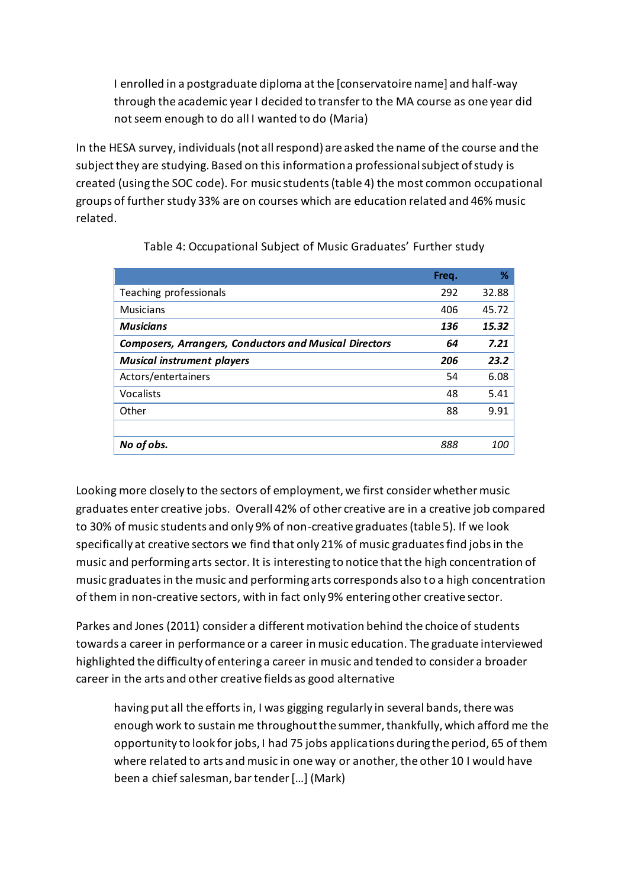> I enrolled in a postgraduate diploma at the [conservatoire name] and half-way through the academic year I decided to transfer to the MA course as one year did not seem enough to do all I wanted to do (Maria)

In the HESA survey, individuals (not all respond) are asked the name of the course and the subject they are studying. Based on this information a professional subject of study is created (using the SOC code). For music students (table 4) the most common occupational groups of further study 33% are on courses which are education related and 46% music related.

Table 4: Occupational Subject of Music Graduates' Further study

| | Freq. | % |
|---|---|---|
| Teaching professionals | 292 | 32.88 |
| Musicians | 406 | 45.72 |
| ***Musicians*** | ***136*** | ***15.32*** |
| ***Composers, Arrangers, Conductors and Musical Directors*** | ***64*** | ***7.21*** |
| ***Musical instrument players*** | ***206*** | ***23.2*** |
| Actors/entertainers | 54 | 6.08 |
| Vocalists | 48 | 5.41 |
| Other | 88 | 9.91 |
| | | |
| ***No of obs.*** | *888* | *100* |

Looking more closely to the sectors of employment, we first consider whether music graduates enter creative jobs. Overall 42% of other creative are in a creative job compared to 30% of music students and only 9% of non-creative graduates (table 5). If we look specifically at creative sectors we find that only 21% of music graduates find jobs in the music and performing arts sector. It is interesting to notice that the high concentration of music graduates in the music and performing arts corresponds also to a high concentration of them in non-creative sectors, with in fact only 9% entering other creative sector.

Parkes and Jones (2011) consider a different motivation behind the choice of students towards a career in performance or a career in music education. The graduate interviewed highlighted the difficulty of entering a career in music and tended to consider a broader career in the arts and other creative fields as good alternative

> having put all the efforts in, I was gigging regularly in several bands, there was enough work to sustain me throughout the summer, thankfully, which afford me the opportunity to look for jobs, I had 75 jobs applications during the period, 65 of them where related to arts and music in one way or another, the other 10 I would have been a chief salesman, bar tender […] (Mark)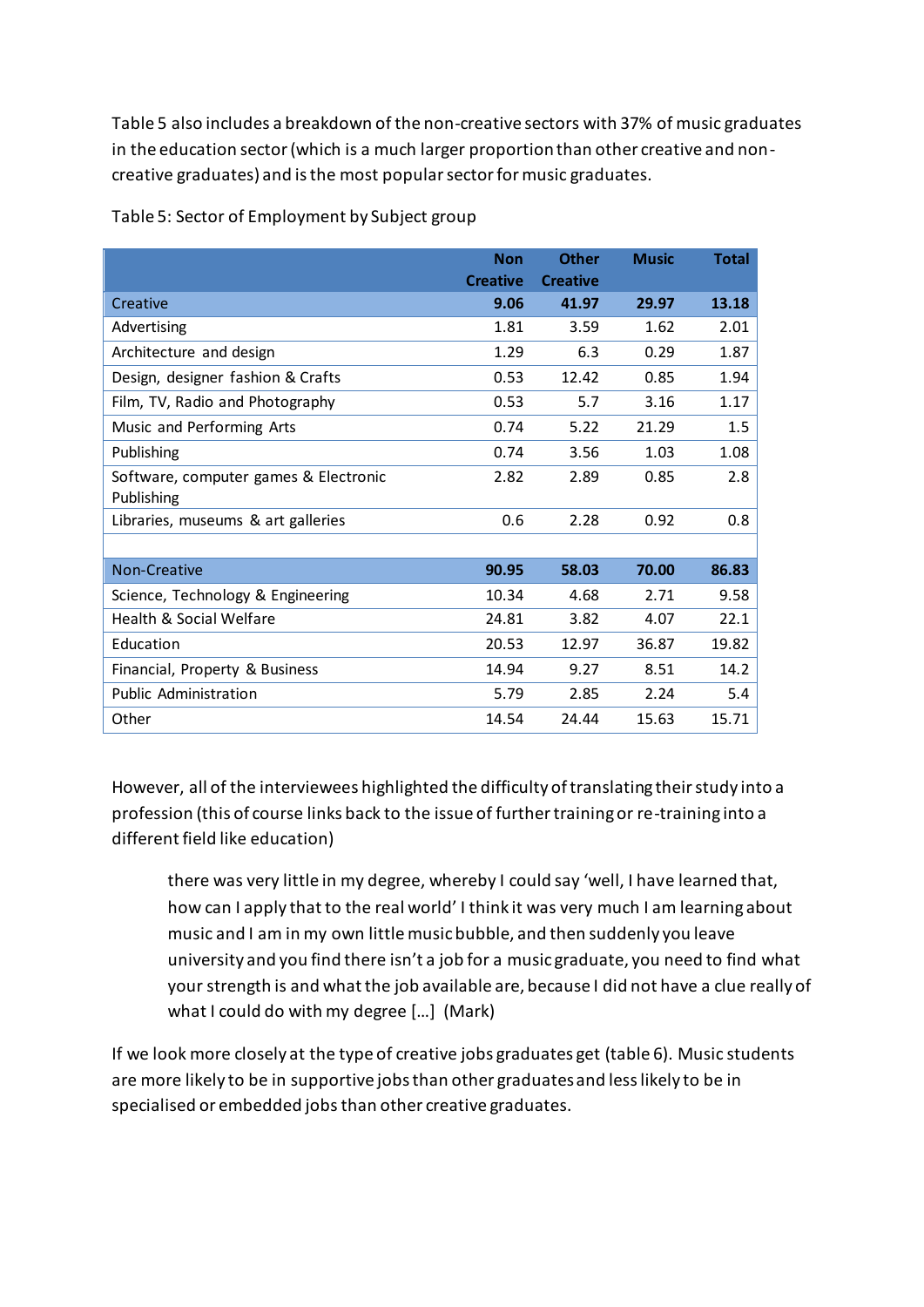Table 5 also includes a breakdown of the non-creative sectors with 37% of music graduates in the education sector (which is a much larger proportion than other creative and non-creative graduates) and is the most popular sector for music graduates.

Table 5: Sector of Employment by Subject group

| | Non Creative | Other Creative | Music | Total |
|---|---|---|---|---|
| Creative | **9.06** | **41.97** | **29.97** | **13.18** |
| Advertising | 1.81 | 3.59 | 1.62 | 2.01 |
| Architecture and design | 1.29 | 6.3 | 0.29 | 1.87 |
| Design, designer fashion & Crafts | 0.53 | 12.42 | 0.85 | 1.94 |
| Film, TV, Radio and Photography | 0.53 | 5.7 | 3.16 | 1.17 |
| Music and Performing Arts | 0.74 | 5.22 | 21.29 | 1.5 |
| Publishing | 0.74 | 3.56 | 1.03 | 1.08 |
| Software, computer games & Electronic Publishing | 2.82 | 2.89 | 0.85 | 2.8 |
| Libraries, museums & art galleries | 0.6 | 2.28 | 0.92 | 0.8 |
| | | | | |
| Non-Creative | **90.95** | **58.03** | **70.00** | **86.83** |
| Science, Technology & Engineering | 10.34 | 4.68 | 2.71 | 9.58 |
| Health & Social Welfare | 24.81 | 3.82 | 4.07 | 22.1 |
| Education | 20.53 | 12.97 | 36.87 | 19.82 |
| Financial, Property & Business | 14.94 | 9.27 | 8.51 | 14.2 |
| Public Administration | 5.79 | 2.85 | 2.24 | 5.4 |
| Other | 14.54 | 24.44 | 15.63 | 15.71 |

However, all of the interviewees highlighted the difficulty of translating their study into a profession (this of course links back to the issue of further training or re-training into a different field like education)

> there was very little in my degree, whereby I could say 'well, I have learned that, how can I apply that to the real world' I think it was very much I am learning about music and I am in my own little music bubble, and then suddenly you leave university and you find there isn't a job for a music graduate, you need to find what your strength is and what the job available are, because I did not have a clue really of what I could do with my degree […] (Mark)

If we look more closely at the type of creative jobs graduates get (table 6). Music students are more likely to be in supportive jobs than other graduates and less likely to be in specialised or embedded jobs than other creative graduates.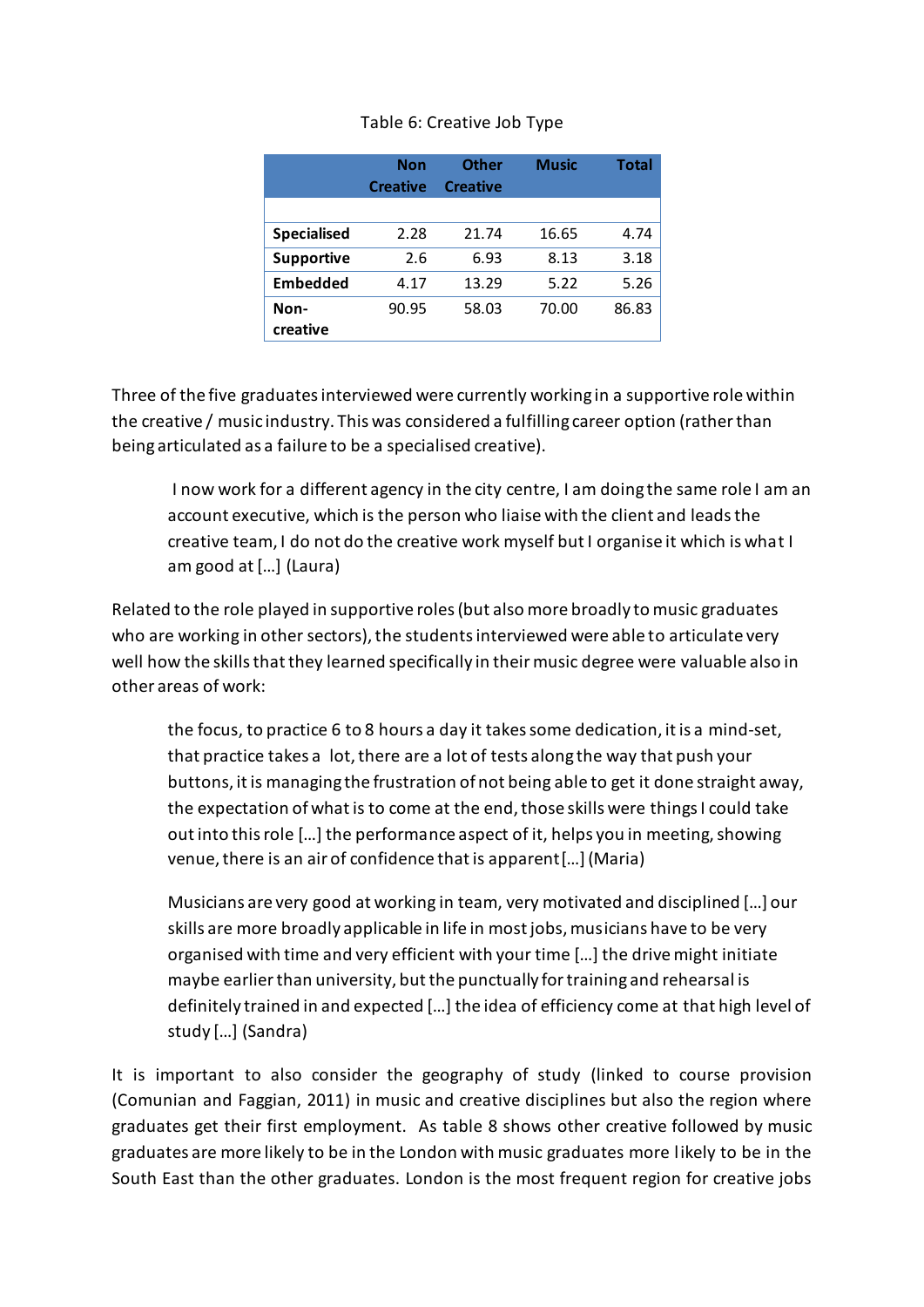Table 6: Creative Job Type

| | Non Creative | Other Creative | Music | Total |
|---|---|---|---|---|
| | | | | |
| **Specialised** | 2.28 | 21.74 | 16.65 | 4.74 |
| **Supportive** | 2.6 | 6.93 | 8.13 | 3.18 |
| **Embedded** | 4.17 | 13.29 | 5.22 | 5.26 |
| **Non-creative** | 90.95 | 58.03 | 70.00 | 86.83 |

Three of the five graduates interviewed were currently working in a supportive role within the creative / music industry. This was considered a fulfilling career option (rather than being articulated as a failure to be a specialised creative).

> I now work for a different agency in the city centre, I am doing the same role I am an account executive, which is the person who liaise with the client and leads the creative team, I do not do the creative work myself but I organise it which is what I am good at […] (Laura)

Related to the role played in supportive roles (but also more broadly to music graduates who are working in other sectors), the students interviewed were able to articulate very well how the skills that they learned specifically in their music degree were valuable also in other areas of work:

> the focus, to practice 6 to 8 hours a day it takes some dedication, it is a mind-set, that practice takes a lot, there are a lot of tests along the way that push your buttons, it is managing the frustration of not being able to get it done straight away, the expectation of what is to come at the end, those skills were things I could take out into this role […] the performance aspect of it, helps you in meeting, showing venue, there is an air of confidence that is apparent […] (Maria)

> Musicians are very good at working in team, very motivated and disciplined […] our skills are more broadly applicable in life in most jobs, musicians have to be very organised with time and very efficient with your time […] the drive might initiate maybe earlier than university, but the punctually for training and rehearsal is definitely trained in and expected […] the idea of efficiency come at that high level of study […] (Sandra)

It is important to also consider the geography of study (linked to course provision (Comunian and Faggian, 2011) in music and creative disciplines but also the region where graduates get their first employment. As table 8 shows other creative followed by music graduates are more likely to be in the London with music graduates more likely to be in the South East than the other graduates. London is the most frequent region for creative jobs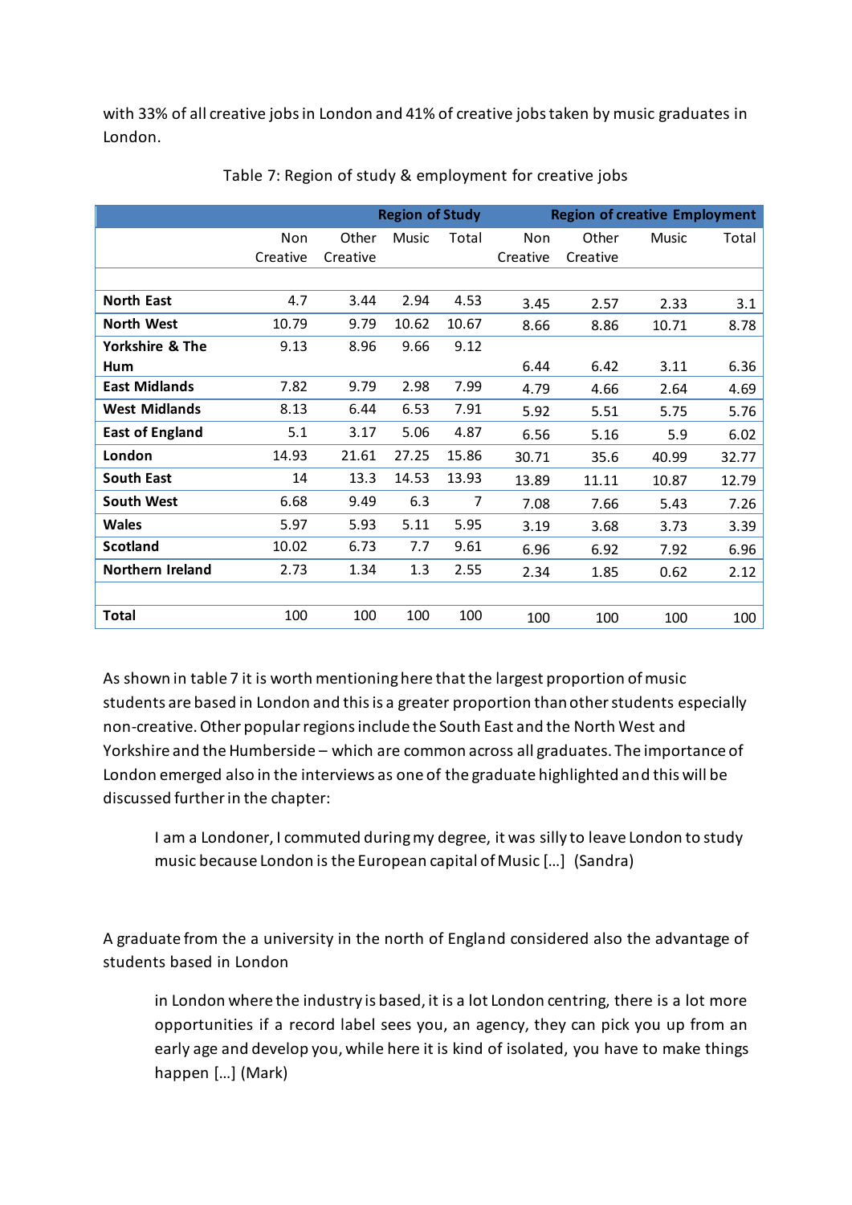with 33% of all creative jobs in London and 41% of creative jobs taken by music graduates in London.

Table 7: Region of study & employment for creative jobs

| | Region of Study | | | | Region of creative Employment | | | |
|---|---|---|---|---|---|---|---|---|
| | Non Creative | Other Creative | Music | Total | Non Creative | Other Creative | Music | Total |
| North East | 4.7 | 3.44 | 2.94 | 4.53 | 3.45 | 2.57 | 2.33 | 3.1 |
| North West | 10.79 | 9.79 | 10.62 | 10.67 | 8.66 | 8.86 | 10.71 | 8.78 |
| Yorkshire & The Hum | 9.13 | 8.96 | 9.66 | 9.12 | 6.44 | 6.42 | 3.11 | 6.36 |
| East Midlands | 7.82 | 9.79 | 2.98 | 7.99 | 4.79 | 4.66 | 2.64 | 4.69 |
| West Midlands | 8.13 | 6.44 | 6.53 | 7.91 | 5.92 | 5.51 | 5.75 | 5.76 |
| East of England | 5.1 | 3.17 | 5.06 | 4.87 | 6.56 | 5.16 | 5.9 | 6.02 |
| London | 14.93 | 21.61 | 27.25 | 15.86 | 30.71 | 35.6 | 40.99 | 32.77 |
| South East | 14 | 13.3 | 14.53 | 13.93 | 13.89 | 11.11 | 10.87 | 12.79 |
| South West | 6.68 | 9.49 | 6.3 | 7 | 7.08 | 7.66 | 5.43 | 7.26 |
| Wales | 5.97 | 5.93 | 5.11 | 5.95 | 3.19 | 3.68 | 3.73 | 3.39 |
| Scotland | 10.02 | 6.73 | 7.7 | 9.61 | 6.96 | 6.92 | 7.92 | 6.96 |
| Northern Ireland | 2.73 | 1.34 | 1.3 | 2.55 | 2.34 | 1.85 | 0.62 | 2.12 |
| Total | 100 | 100 | 100 | 100 | 100 | 100 | 100 | 100 |

As shown in table 7 it is worth mentioning here that the largest proportion of music students are based in London and this is a greater proportion than other students especially non-creative. Other popular regions include the South East and the North West and Yorkshire and the Humberside – which are common across all graduates. The importance of London emerged also in the interviews as one of the graduate highlighted and this will be discussed further in the chapter:

> I am a Londoner, I commuted during my degree, it was silly to leave London to study music because London is the European capital of Music […] (Sandra)

A graduate from the a university in the north of England considered also the advantage of students based in London

> in London where the industry is based, it is a lot London centring, there is a lot more opportunities if a record label sees you, an agency, they can pick you up from an early age and develop you, while here it is kind of isolated, you have to make things happen […] (Mark)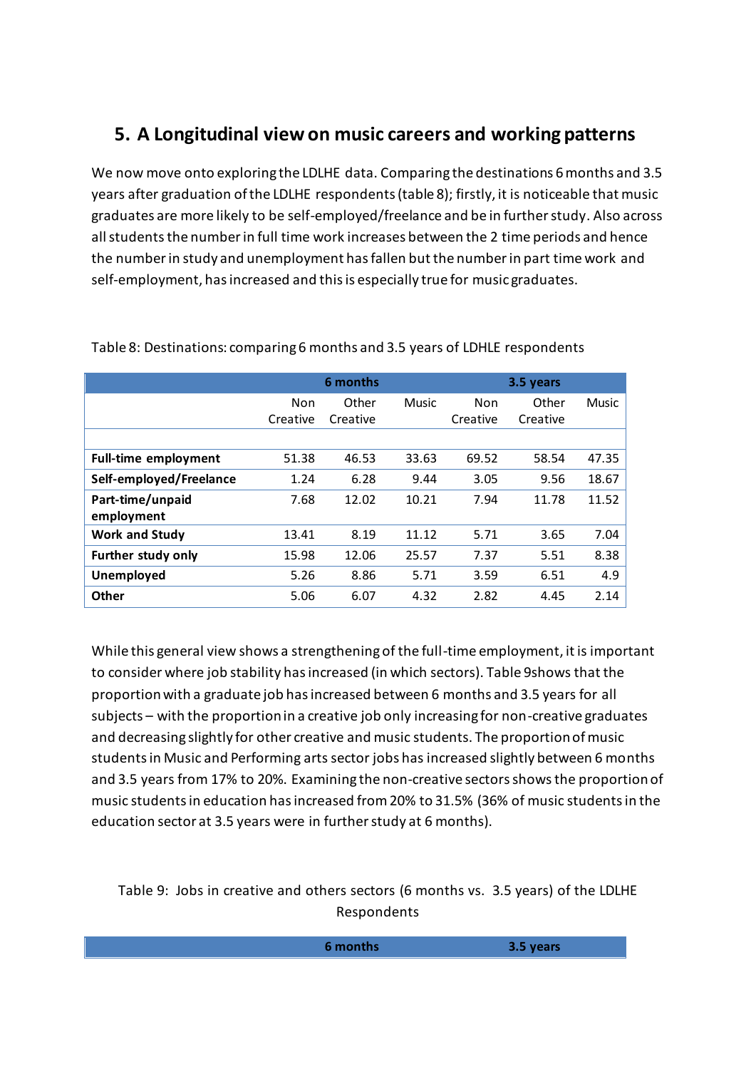## 5. A Longitudinal view on music careers and working patterns

We now move onto exploring the LDLHE data. Comparing the destinations 6 months and 3.5 years after graduation of the LDLHE respondents (table 8); firstly, it is noticeable that music graduates are more likely to be self-employed/freelance and be in further study. Also across all students the number in full time work increases between the 2 time periods and hence the number in study and unemployment has fallen but the number in part time work and self-employment, has increased and this is especially true for music graduates.

Table 8: Destinations: comparing 6 months and 3.5 years of LDHLE respondents

| | 6 months | | | 3.5 years | | |
|---|---|---|---|---|---|---|
| | Non Creative | Other Creative | Music | Non Creative | Other Creative | Music |
| **Full-time employment** | 51.38 | 46.53 | 33.63 | 69.52 | 58.54 | 47.35 |
| **Self-employed/Freelance** | 1.24 | 6.28 | 9.44 | 3.05 | 9.56 | 18.67 |
| **Part-time/unpaid employment** | 7.68 | 12.02 | 10.21 | 7.94 | 11.78 | 11.52 |
| **Work and Study** | 13.41 | 8.19 | 11.12 | 5.71 | 3.65 | 7.04 |
| **Further study only** | 15.98 | 12.06 | 25.57 | 7.37 | 5.51 | 8.38 |
| **Unemployed** | 5.26 | 8.86 | 5.71 | 3.59 | 6.51 | 4.9 |
| **Other** | 5.06 | 6.07 | 4.32 | 2.82 | 4.45 | 2.14 |

While this general view shows a strengthening of the full-time employment, it is important to consider where job stability has increased (in which sectors). Table 9shows that the proportion with a graduate job has increased between 6 months and 3.5 years for all subjects – with the proportion in a creative job only increasing for non-creative graduates and decreasing slightly for other creative and music students. The proportion of music students in Music and Performing arts sector jobs has increased slightly between 6 months and 3.5 years from 17% to 20%. Examining the non-creative sectors shows the proportion of music students in education has increased from 20% to 31.5% (36% of music students in the education sector at 3.5 years were in further study at 6 months).

Table 9: Jobs in creative and others sectors (6 months vs. 3.5 years) of the LDLHE Respondents

| | 6 months | 3.5 years |
|---|---|---|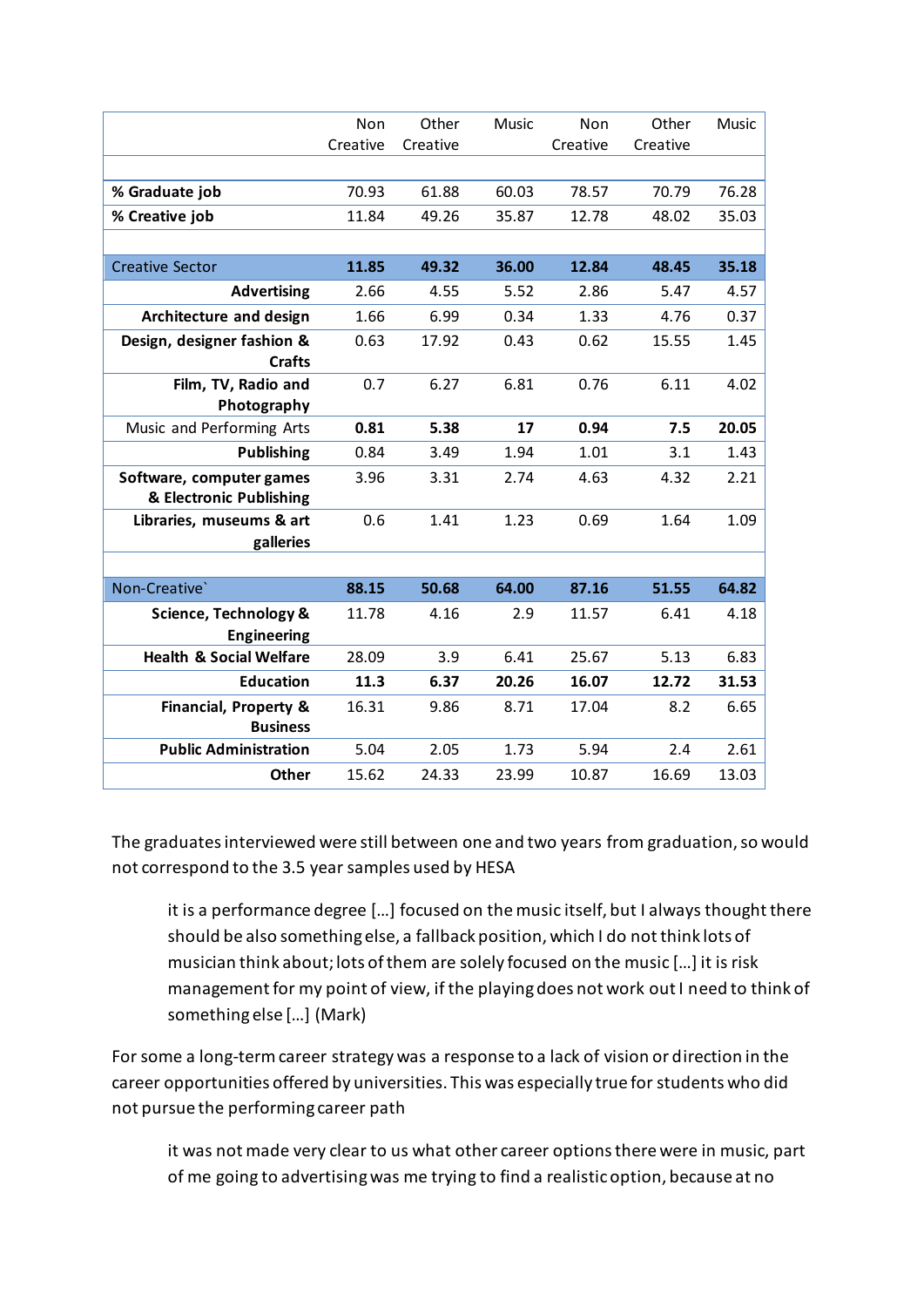| | Non Creative | Other Creative | Music | Non Creative | Other Creative | Music |
|---|---|---|---|---|---|---|
| | | | | | | |
| **% Graduate job** | 70.93 | 61.88 | 60.03 | 78.57 | 70.79 | 76.28 |
| **% Creative job** | 11.84 | 49.26 | 35.87 | 12.78 | 48.02 | 35.03 |
| | | | | | | |
| Creative Sector | **11.85** | **49.32** | **36.00** | **12.84** | **48.45** | **35.18** |
| **Advertising** | 2.66 | 4.55 | 5.52 | 2.86 | 5.47 | 4.57 |
| **Architecture and design** | 1.66 | 6.99 | 0.34 | 1.33 | 4.76 | 0.37 |
| **Design, designer fashion & Crafts** | 0.63 | 17.92 | 0.43 | 0.62 | 15.55 | 1.45 |
| **Film, TV, Radio and Photography** | 0.7 | 6.27 | 6.81 | 0.76 | 6.11 | 4.02 |
| Music and Performing Arts | **0.81** | **5.38** | **17** | **0.94** | **7.5** | **20.05** |
| **Publishing** | 0.84 | 3.49 | 1.94 | 1.01 | 3.1 | 1.43 |
| **Software, computer games & Electronic Publishing** | 3.96 | 3.31 | 2.74 | 4.63 | 4.32 | 2.21 |
| **Libraries, museums & art galleries** | 0.6 | 1.41 | 1.23 | 0.69 | 1.64 | 1.09 |
| | | | | | | |
| Non-Creative` | **88.15** | **50.68** | **64.00** | **87.16** | **51.55** | **64.82** |
| **Science, Technology & Engineering** | 11.78 | 4.16 | 2.9 | 11.57 | 6.41 | 4.18 |
| **Health & Social Welfare** | 28.09 | 3.9 | 6.41 | 25.67 | 5.13 | 6.83 |
| **Education** | **11.3** | **6.37** | **20.26** | **16.07** | **12.72** | **31.53** |
| **Financial, Property & Business** | 16.31 | 9.86 | 8.71 | 17.04 | 8.2 | 6.65 |
| **Public Administration** | 5.04 | 2.05 | 1.73 | 5.94 | 2.4 | 2.61 |
| **Other** | 15.62 | 24.33 | 23.99 | 10.87 | 16.69 | 13.03 |

The graduates interviewed were still between one and two years from graduation, so would not correspond to the 3.5 year samples used by HESA

> it is a performance degree […] focused on the music itself, but I always thought there should be also something else, a fallback position, which I do not think lots of musician think about; lots of them are solely focused on the music […] it is risk management for my point of view, if the playing does not work out I need to think of something else […] (Mark)

For some a long-term career strategy was a response to a lack of vision or direction in the career opportunities offered by universities. This was especially true for students who did not pursue the performing career path

> it was not made very clear to us what other career options there were in music, part of me going to advertising was me trying to find a realistic option, because at no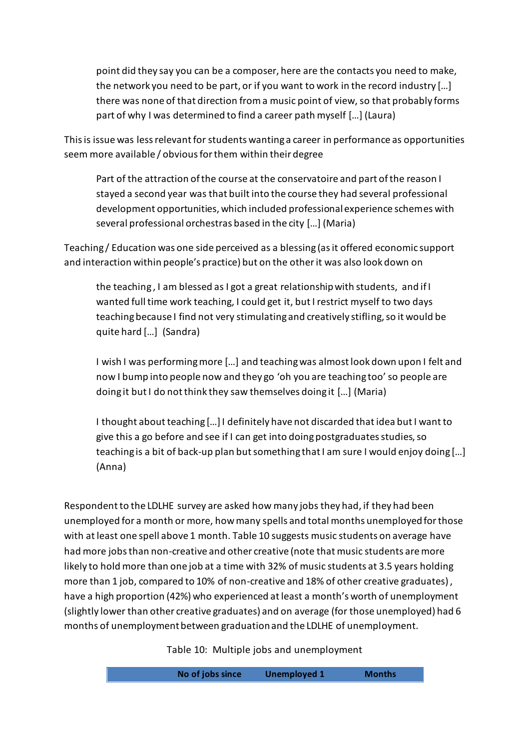> point did they say you can be a composer, here are the contacts you need to make, the network you need to be part, or if you want to work in the record industry […] there was none of that direction from a music point of view, so that probably forms part of why I was determined to find a career path myself […] (Laura)

This is issue was less relevant for students wanting a career in performance as opportunities seem more available / obvious for them within their degree

> Part of the attraction of the course at the conservatoire and part of the reason I stayed a second year was that built into the course they had several professional development opportunities, which included professional experience schemes with several professional orchestras based in the city […] (Maria)

Teaching / Education was one side perceived as a blessing (as it offered economic support and interaction within people's practice) but on the other it was also look down on

> the teaching , I am blessed as I got a great relationship with students, and if I wanted full time work teaching, I could get it, but I restrict myself to two days teaching because I find not very stimulating and creatively stifling, so it would be quite hard […] (Sandra)

> I wish I was performing more […] and teaching was almost look down upon I felt and now I bump into people now and they go 'oh you are teaching too' so people are doing it but I do not think they saw themselves doing it […] (Maria)

> I thought about teaching […] I definitely have not discarded that idea but I want to give this a go before and see if I can get into doing postgraduates studies, so teaching is a bit of back-up plan but something that I am sure I would enjoy doing […] (Anna)

Respondent to the LDLHE survey are asked how many jobs they had, if they had been unemployed for a month or more, how many spells and total months unemployed for those with at least one spell above 1 month. Table 10 suggests music students on average have had more jobs than non-creative and other creative (note that music students are more likely to hold more than one job at a time with 32% of music students at 3.5 years holding more than 1 job, compared to 10% of non-creative and 18% of other creative graduates), have a high proportion (42%) who experienced at least a month's worth of unemployment (slightly lower than other creative graduates) and on average (for those unemployed) had 6 months of unemployment between graduation and the LDLHE of unemployment.

Table 10: Multiple jobs and unemployment

| | No of jobs since | Unemployed 1 | Months |
|---|---|---|---|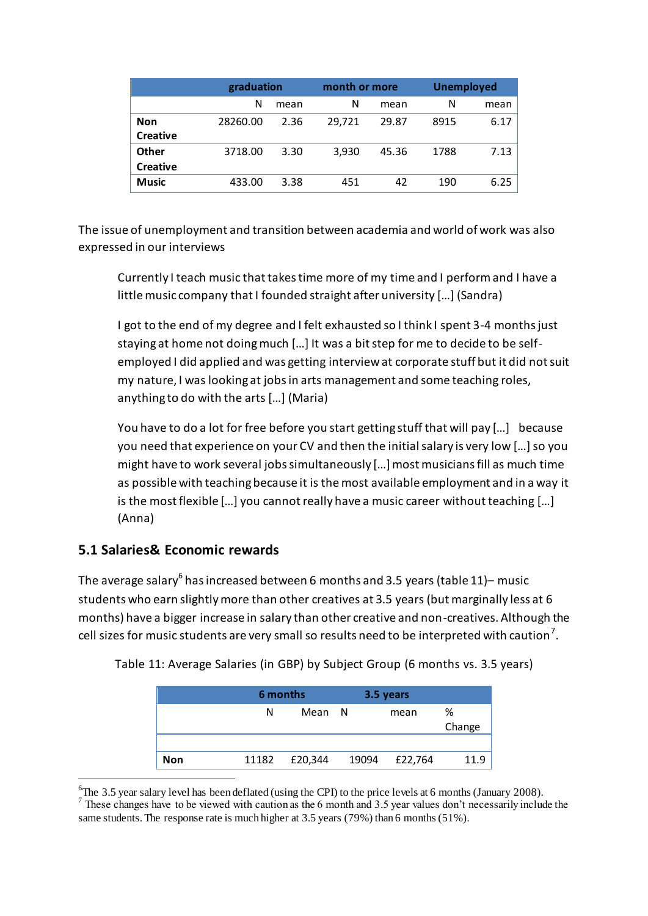| | graduation | | month or more | | Unemployed | |
|---|---|---|---|---|---|---|
| | N | mean | N | mean | N | mean |
| **Non Creative** | 28260.00 | 2.36 | 29,721 | 29.87 | 8915 | 6.17 |
| **Other Creative** | 3718.00 | 3.30 | 3,930 | 45.36 | 1788 | 7.13 |
| **Music** | 433.00 | 3.38 | 451 | 42 | 190 | 6.25 |

The issue of unemployment and transition between academia and world of work was also expressed in our interviews

> Currently I teach music that takes time more of my time and I perform and I have a little music company that I founded straight after university […] (Sandra)
>
> I got to the end of my degree and I felt exhausted so I think I spent 3-4 months just staying at home not doing much […] It was a bit step for me to decide to be self-employed I did applied and was getting interview at corporate stuff but it did not suit my nature, I was looking at jobs in arts management and some teaching roles, anything to do with the arts […] (Maria)
>
> You have to do a lot for free before you start getting stuff that will pay […] because you need that experience on your CV and then the initial salary is very low […] so you might have to work several jobs simultaneously […] most musicians fill as much time as possible with teaching because it is the most available employment and in a way it is the most flexible […] you cannot really have a music career without teaching […] (Anna)

## 5.1 Salaries& Economic rewards

The average salary[6] has increased between 6 months and 3.5 years (table 11)– music students who earn slightly more than other creatives at 3.5 years (but marginally less at 6 months) have a bigger increase in salary than other creative and non-creatives. Although the cell sizes for music students are very small so results need to be interpreted with caution[7].

Table 11: Average Salaries (in GBP) by Subject Group (6 months vs. 3.5 years)

| | 6 months | | 3.5 years | | |
|---|---|---|---|---|---|
| | N | Mean | N | mean | % Change |
| | | | | | |
| **Non** | 11182 | £20,344 | 19094 | £22,764 | 11.9 |

[6] The 3.5 year salary level has been deflated (using the CPI) to the price levels at 6 months (January 2008).

[7] These changes have to be viewed with caution as the 6 month and 3.5 year values don't necessarily include the same students. The response rate is much higher at 3.5 years (79%) than 6 months (51%).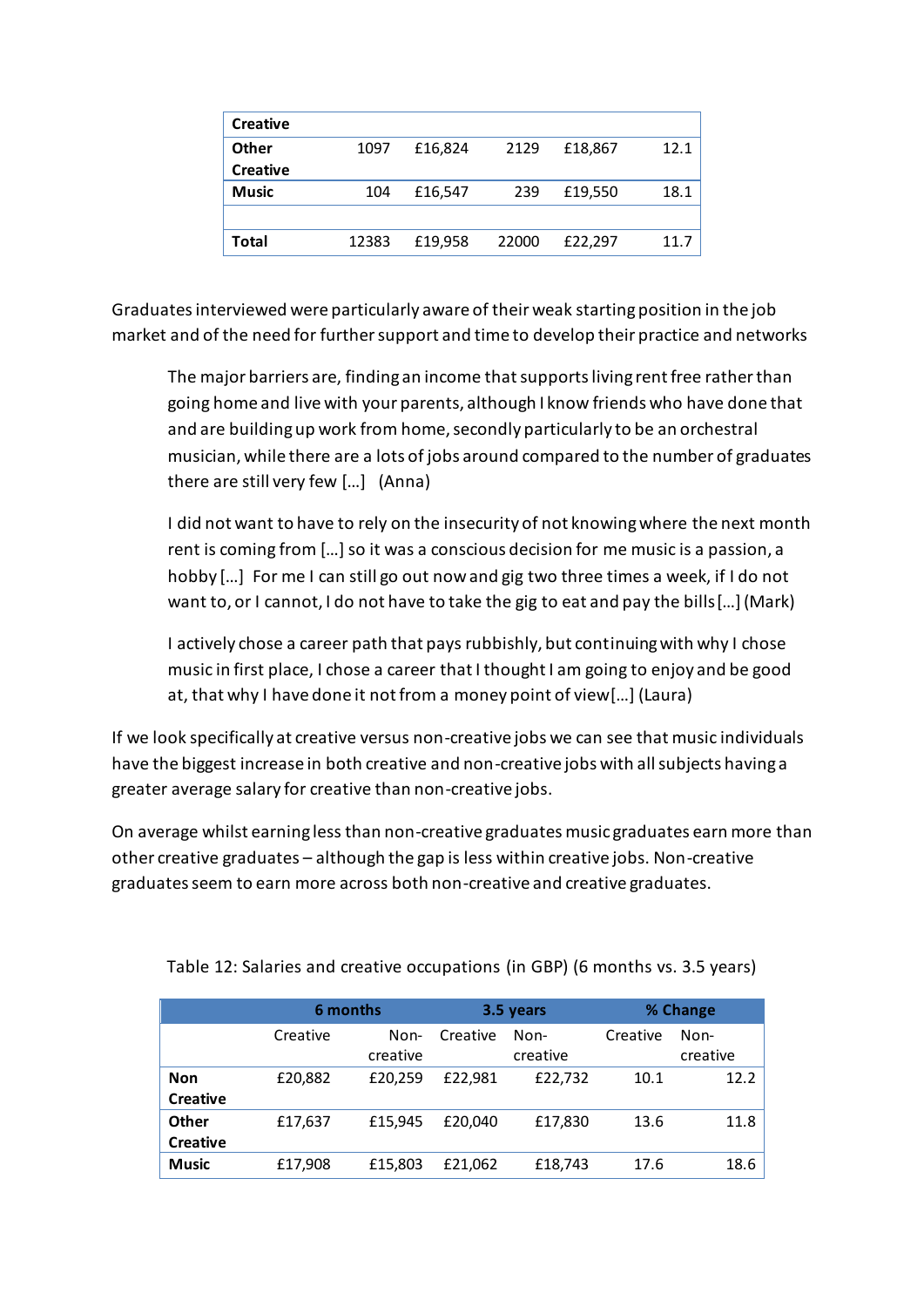| Creative | | | | | |
|---|---|---|---|---|---|
| Other Creative | 1097 | £16,824 | 2129 | £18,867 | 12.1 |
| Music | 104 | £16,547 | 239 | £19,550 | 18.1 |
| | | | | | |
| Total | 12383 | £19,958 | 22000 | £22,297 | 11.7 |

Graduates interviewed were particularly aware of their weak starting position in the job market and of the need for further support and time to develop their practice and networks

> The major barriers are, finding an income that supports living rent free rather than going home and live with your parents, although I know friends who have done that and are building up work from home, secondly particularly to be an orchestral musician, while there are a lots of jobs around compared to the number of graduates there are still very few [...] (Anna)

> I did not want to have to rely on the insecurity of not knowing where the next month rent is coming from [...] so it was a conscious decision for me music is a passion, a hobby [...] For me I can still go out now and gig two three times a week, if I do not want to, or I cannot, I do not have to take the gig to eat and pay the bills [...] (Mark)

> I actively chose a career path that pays rubbishly, but continuing with why I chose music in first place, I chose a career that I thought I am going to enjoy and be good at, that why I have done it not from a money point of view[...] (Laura)

If we look specifically at creative versus non-creative jobs we can see that music individuals have the biggest increase in both creative and non-creative jobs with all subjects having a greater average salary for creative than non-creative jobs.

On average whilst earning less than non-creative graduates music graduates earn more than other creative graduates – although the gap is less within creative jobs. Non-creative graduates seem to earn more across both non-creative and creative graduates.

Table 12: Salaries and creative occupations (in GBP) (6 months vs. 3.5 years)

| | 6 months | | 3.5 years | | % Change | |
|---|---|---|---|---|---|---|
| | Creative | Non-creative | Creative | Non-creative | Creative | Non-creative |
| Non Creative | £20,882 | £20,259 | £22,981 | £22,732 | 10.1 | 12.2 |
| Other Creative | £17,637 | £15,945 | £20,040 | £17,830 | 13.6 | 11.8 |
| Music | £17,908 | £15,803 | £21,062 | £18,743 | 17.6 | 18.6 |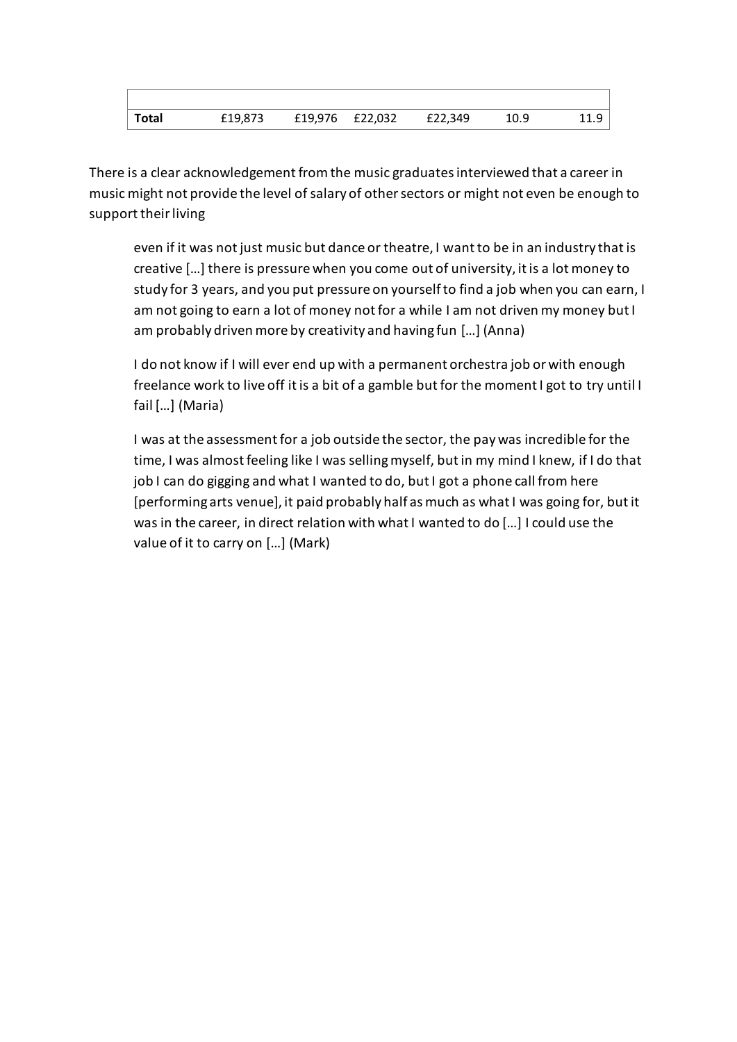| | | | | | | |
|---|---|---|---|---|---|---|
| **Total** | £19,873 | £19,976 | £22,032 | £22,349 | 10.9 | 11.9 |

There is a clear acknowledgement from the music graduates interviewed that a career in music might not provide the level of salary of other sectors or might not even be enough to support their living

> even if it was not just music but dance or theatre, I want to be in an industry that is creative […] there is pressure when you come out of university, it is a lot money to study for 3 years, and you put pressure on yourself to find a job when you can earn, I am not going to earn a lot of money not for a while I am not driven my money but I am probably driven more by creativity and having fun […] (Anna)

> I do not know if I will ever end up with a permanent orchestra job or with enough freelance work to live off it is a bit of a gamble but for the moment I got to try until I fail […] (Maria)

> I was at the assessment for a job outside the sector, the pay was incredible for the time, I was almost feeling like I was selling myself, but in my mind I knew, if I do that job I can do gigging and what I wanted to do, but I got a phone call from here [performing arts venue], it paid probably half as much as what I was going for, but it was in the career, in direct relation with what I wanted to do […] I could use the value of it to carry on […] (Mark)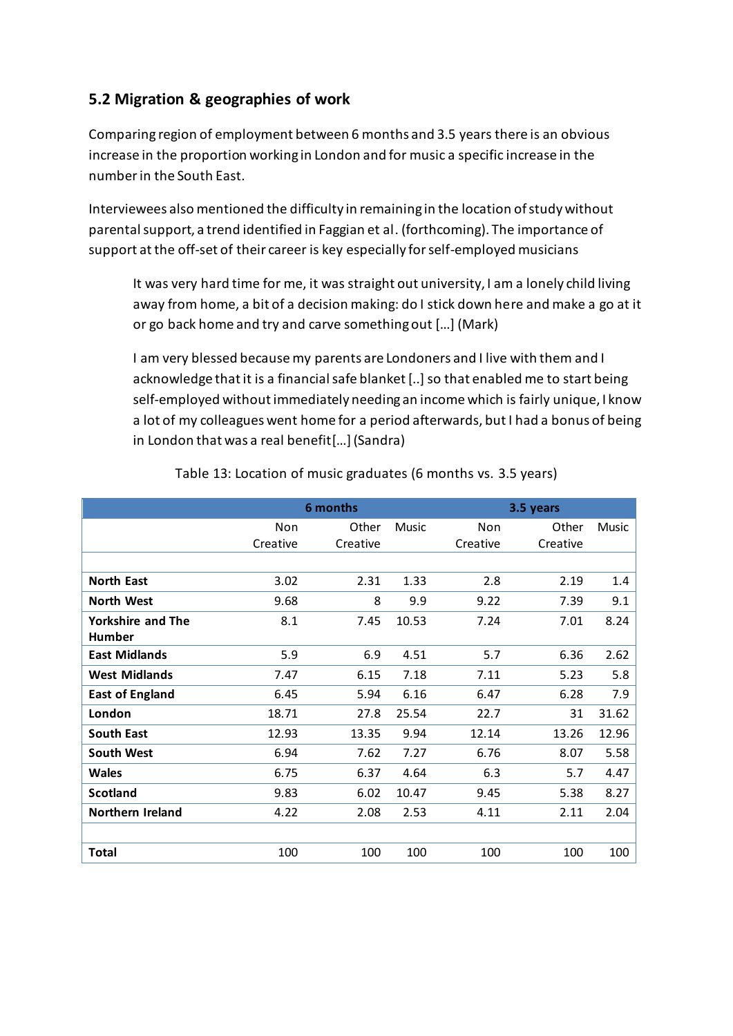## 5.2 Migration & geographies of work

Comparing region of employment between 6 months and 3.5 years there is an obvious increase in the proportion working in London and for music a specific increase in the number in the South East.

Interviewees also mentioned the difficulty in remaining in the location of study without parental support, a trend identified in Faggian et al. (forthcoming). The importance of support at the off-set of their career is key especially for self-employed musicians

> It was very hard time for me, it was straight out university, I am a lonely child living away from home, a bit of a decision making: do I stick down here and make a go at it or go back home and try and carve something out [...] (Mark)

> I am very blessed because my parents are Londoners and I live with them and I acknowledge that it is a financial safe blanket [..] so that enabled me to start being self-employed without immediately needing an income which is fairly unique, I know a lot of my colleagues went home for a period afterwards, but I had a bonus of being in London that was a real benefit [...] (Sandra)

Table 13: Location of music graduates (6 months vs. 3.5 years)

| | 6 months | | | 3.5 years | | |
|---|---|---|---|---|---|---|
| | Non Creative | Other Creative | Music | Non Creative | Other Creative | Music |
| **North East** | 3.02 | 2.31 | 1.33 | 2.8 | 2.19 | 1.4 |
| **North West** | 9.68 | 8 | 9.9 | 9.22 | 7.39 | 9.1 |
| **Yorkshire and The Humber** | 8.1 | 7.45 | 10.53 | 7.24 | 7.01 | 8.24 |
| **East Midlands** | 5.9 | 6.9 | 4.51 | 5.7 | 6.36 | 2.62 |
| **West Midlands** | 7.47 | 6.15 | 7.18 | 7.11 | 5.23 | 5.8 |
| **East of England** | 6.45 | 5.94 | 6.16 | 6.47 | 6.28 | 7.9 |
| **London** | 18.71 | 27.8 | 25.54 | 22.7 | 31 | 31.62 |
| **South East** | 12.93 | 13.35 | 9.94 | 12.14 | 13.26 | 12.96 |
| **South West** | 6.94 | 7.62 | 7.27 | 6.76 | 8.07 | 5.58 |
| **Wales** | 6.75 | 6.37 | 4.64 | 6.3 | 5.7 | 4.47 |
| **Scotland** | 9.83 | 6.02 | 10.47 | 9.45 | 5.38 | 8.27 |
| **Northern Ireland** | 4.22 | 2.08 | 2.53 | 4.11 | 2.11 | 2.04 |
| **Total** | 100 | 100 | 100 | 100 | 100 | 100 |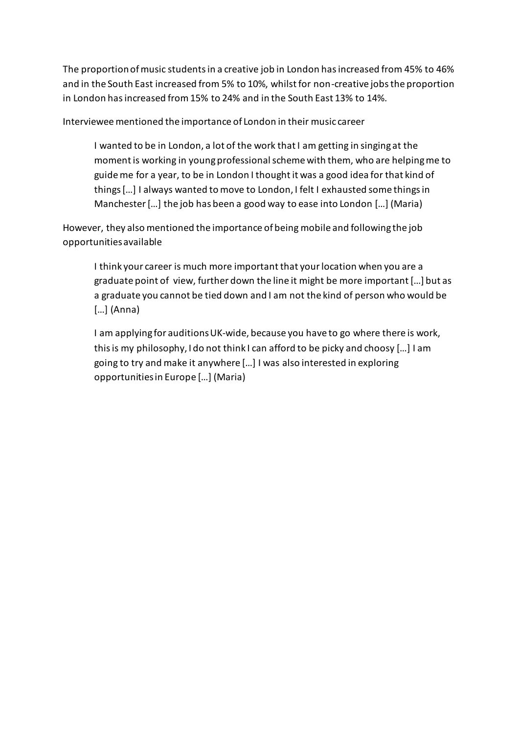The proportion of music students in a creative job in London has increased from 45% to 46% and in the South East increased from 5% to 10%, whilst for non-creative jobs the proportion in London has increased from 15% to 24% and in the South East 13% to 14%.

Interviewee mentioned the importance of London in their music career

> I wanted to be in London, a lot of the work that I am getting in singing at the moment is working in young professional scheme with them, who are helping me to guide me for a year, to be in London I thought it was a good idea for that kind of things […] I always wanted to move to London, I felt I exhausted some things in Manchester […] the job has been a good way to ease into London […] (Maria)

However, they also mentioned the importance of being mobile and following the job opportunities available

> I think your career is much more important that your location when you are a graduate point of view, further down the line it might be more important […] but as a graduate you cannot be tied down and I am not the kind of person who would be […] (Anna)

> I am applying for auditions UK-wide, because you have to go where there is work, this is my philosophy, I do not think I can afford to be picky and choosy […] I am going to try and make it anywhere […] I was also interested in exploring opportunities in Europe […] (Maria)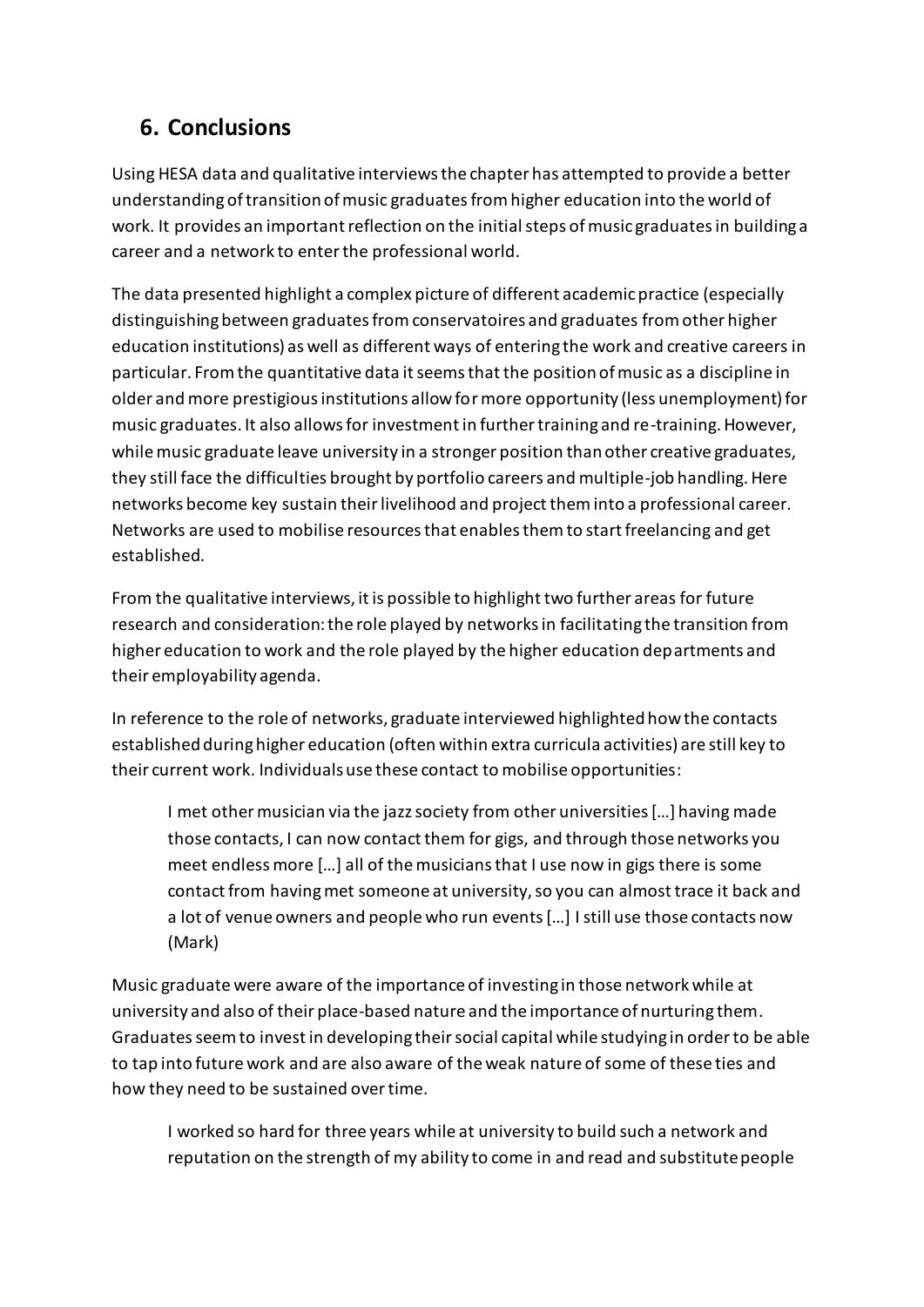## 6. Conclusions

Using HESA data and qualitative interviews the chapter has attempted to provide a better understanding of transition of music graduates from higher education into the world of work. It provides an important reflection on the initial steps of music graduates in building a career and a network to enter the professional world.

The data presented highlight a complex picture of different academic practice (especially distinguishing between graduates from conservatoires and graduates from other higher education institutions) as well as different ways of entering the work and creative careers in particular. From the quantitative data it seems that the position of music as a discipline in older and more prestigious institutions allow for more opportunity (less unemployment) for music graduates. It also allows for investment in further training and re-training. However, while music graduate leave university in a stronger position than other creative graduates, they still face the difficulties brought by portfolio careers and multiple-job handling. Here networks become key sustain their livelihood and project them into a professional career. Networks are used to mobilise resources that enables them to start freelancing and get established.

From the qualitative interviews, it is possible to highlight two further areas for future research and consideration: the role played by networks in facilitating the transition from higher education to work and the role played by the higher education departments and their employability agenda.

In reference to the role of networks, graduate interviewed highlighted how the contacts established during higher education (often within extra curricula activities) are still key to their current work. Individuals use these contact to mobilise opportunities:

> I met other musician via the jazz society from other universities […] having made those contacts, I can now contact them for gigs, and through those networks you meet endless more […] all of the musicians that I use now in gigs there is some contact from having met someone at university, so you can almost trace it back and a lot of venue owners and people who run events […] I still use those contacts now (Mark)

Music graduate were aware of the importance of investing in those network while at university and also of their place-based nature and the importance of nurturing them. Graduates seem to invest in developing their social capital while studying in order to be able to tap into future work and are also aware of the weak nature of some of these ties and how they need to be sustained over time.

> I worked so hard for three years while at university to build such a network and reputation on the strength of my ability to come in and read and substitute people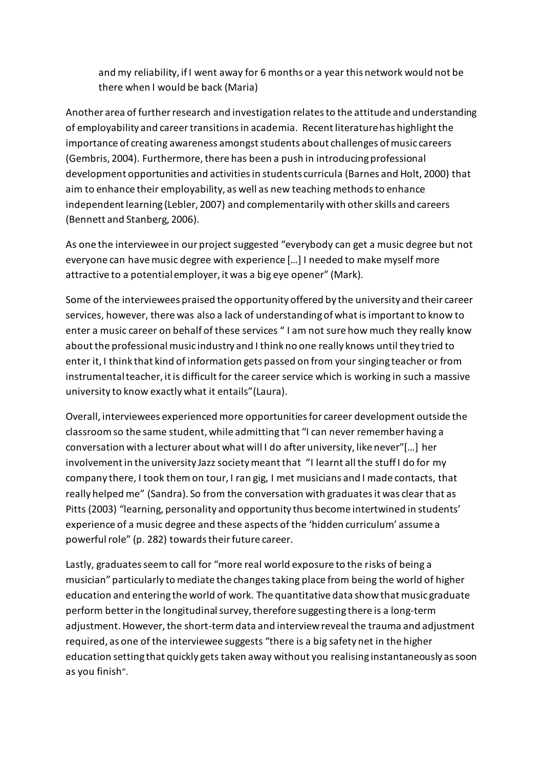> and my reliability, if I went away for 6 months or a year this network would not be there when I would be back (Maria)

Another area of further research and investigation relates to the attitude and understanding of employability and career transitions in academia. Recent literature has highlight the importance of creating awareness amongst students about challenges of music careers (Gembris, 2004). Furthermore, there has been a push in introducing professional development opportunities and activities in students curricula (Barnes and Holt, 2000) that aim to enhance their employability, as well as new teaching methods to enhance independent learning (Lebler, 2007) and complementarily with other skills and careers (Bennett and Stanberg, 2006).

As one the interviewee in our project suggested "everybody can get a music degree but not everyone can have music degree with experience […] I needed to make myself more attractive to a potential employer, it was a big eye opener" (Mark).

Some of the interviewees praised the opportunity offered by the university and their career services, however, there was also a lack of understanding of what is important to know to enter a music career on behalf of these services " I am not sure how much they really know about the professional music industry and I think no one really knows until they tried to enter it, I think that kind of information gets passed on from your singing teacher or from instrumental teacher, it is difficult for the career service which is working in such a massive university to know exactly what it entails"(Laura).

Overall, interviewees experienced more opportunities for career development outside the classroom so the same student, while admitting that "I can never remember having a conversation with a lecturer about what will I do after university, like never"[…] her involvement in the university Jazz society meant that "I learnt all the stuff I do for my company there, I took them on tour, I ran gig, I met musicians and I made contacts, that really helped me" (Sandra). So from the conversation with graduates it was clear that as Pitts (2003) "learning, personality and opportunity thus become intertwined in students' experience of a music degree and these aspects of the 'hidden curriculum' assume a powerful role" (p. 282) towards their future career.

Lastly, graduates seem to call for "more real world exposure to the risks of being a musician" particularly to mediate the changes taking place from being the world of higher education and entering the world of work. The quantitative data show that music graduate perform better in the longitudinal survey, therefore suggesting there is a long-term adjustment. However, the short-term data and interview reveal the trauma and adjustment required, as one of the interviewee suggests "there is a big safety net in the higher education setting that quickly gets taken away without you realising instantaneously as soon as you finish".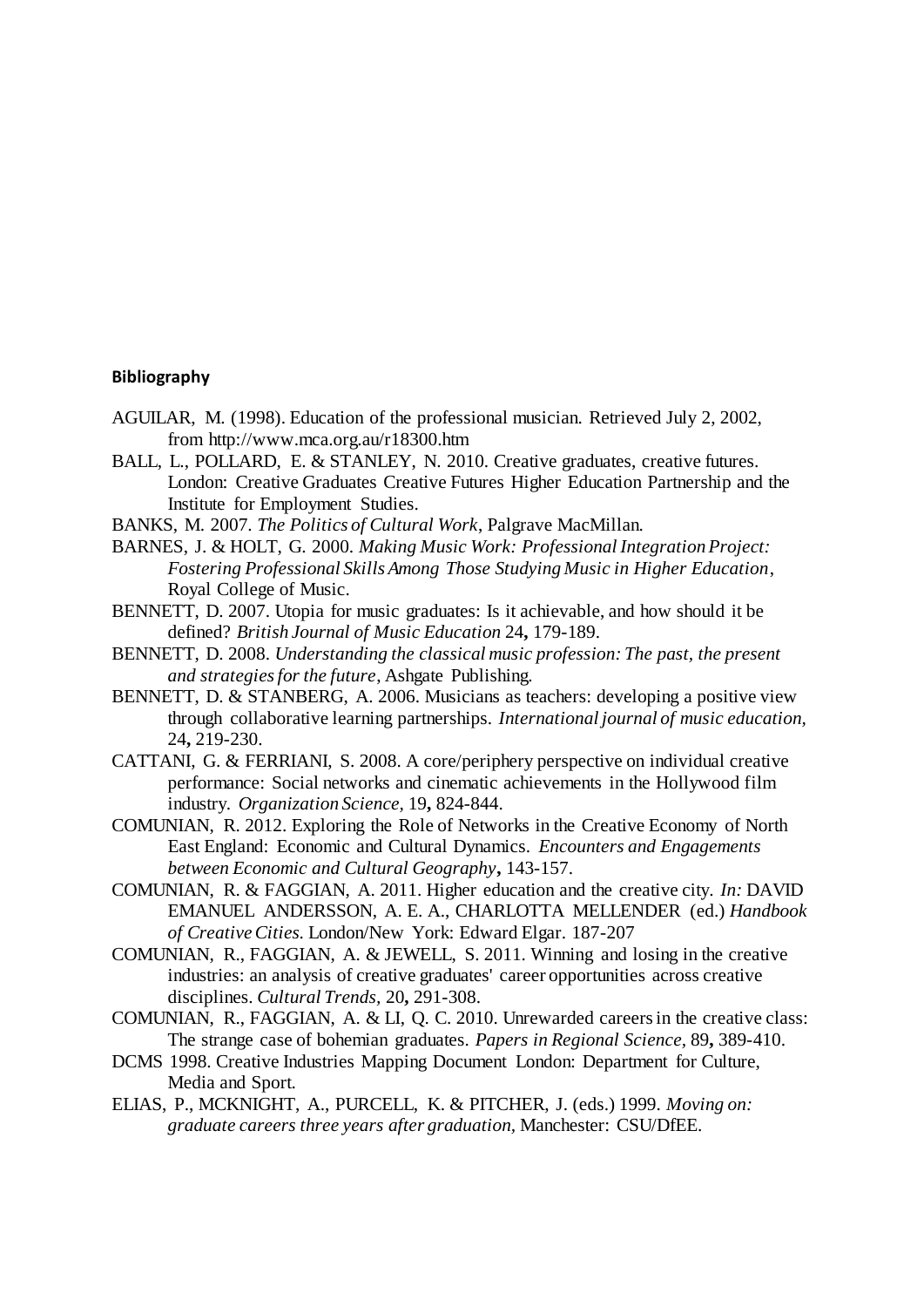**Bibliography**

AGUILAR, M. (1998). Education of the professional musician. Retrieved July 2, 2002, from http://www.mca.org.au/r18300.htm

BALL, L., POLLARD, E. & STANLEY, N. 2010. Creative graduates, creative futures. London: Creative Graduates Creative Futures Higher Education Partnership and the Institute for Employment Studies.

BANKS, M. 2007. *The Politics of Cultural Work*, Palgrave MacMillan.

BARNES, J. & HOLT, G. 2000. *Making Music Work: Professional Integration Project: Fostering Professional Skills Among Those Studying Music in Higher Education*, Royal College of Music.

BENNETT, D. 2007. Utopia for music graduates: Is it achievable, and how should it be defined? *British Journal of Music Education* 24**,** 179-189.

BENNETT, D. 2008. *Understanding the classical music profession: The past, the present and strategies for the future*, Ashgate Publishing.

BENNETT, D. & STANBERG, A. 2006. Musicians as teachers: developing a positive view through collaborative learning partnerships. *International journal of music education,* 24**,** 219-230.

CATTANI, G. & FERRIANI, S. 2008. A core/periphery perspective on individual creative performance: Social networks and cinematic achievements in the Hollywood film industry. *Organization Science,* 19**,** 824-844.

COMUNIAN, R. 2012. Exploring the Role of Networks in the Creative Economy of North East England: Economic and Cultural Dynamics. *Encounters and Engagements between Economic and Cultural Geography***,** 143-157.

COMUNIAN, R. & FAGGIAN, A. 2011. Higher education and the creative city. *In:* DAVID EMANUEL ANDERSSON, A. E. A., CHARLOTTA MELLENDER (ed.) *Handbook of Creative Cities.* London/New York: Edward Elgar. 187-207

COMUNIAN, R., FAGGIAN, A. & JEWELL, S. 2011. Winning and losing in the creative industries: an analysis of creative graduates' career opportunities across creative disciplines. *Cultural Trends,* 20**,** 291-308.

COMUNIAN, R., FAGGIAN, A. & LI, Q. C. 2010. Unrewarded careers in the creative class: The strange case of bohemian graduates. *Papers in Regional Science,* 89**,** 389-410.

DCMS 1998. Creative Industries Mapping Document London: Department for Culture, Media and Sport.

ELIAS, P., MCKNIGHT, A., PURCELL, K. & PITCHER, J. (eds.) 1999. *Moving on: graduate careers three years after graduation,* Manchester: CSU/DfEE.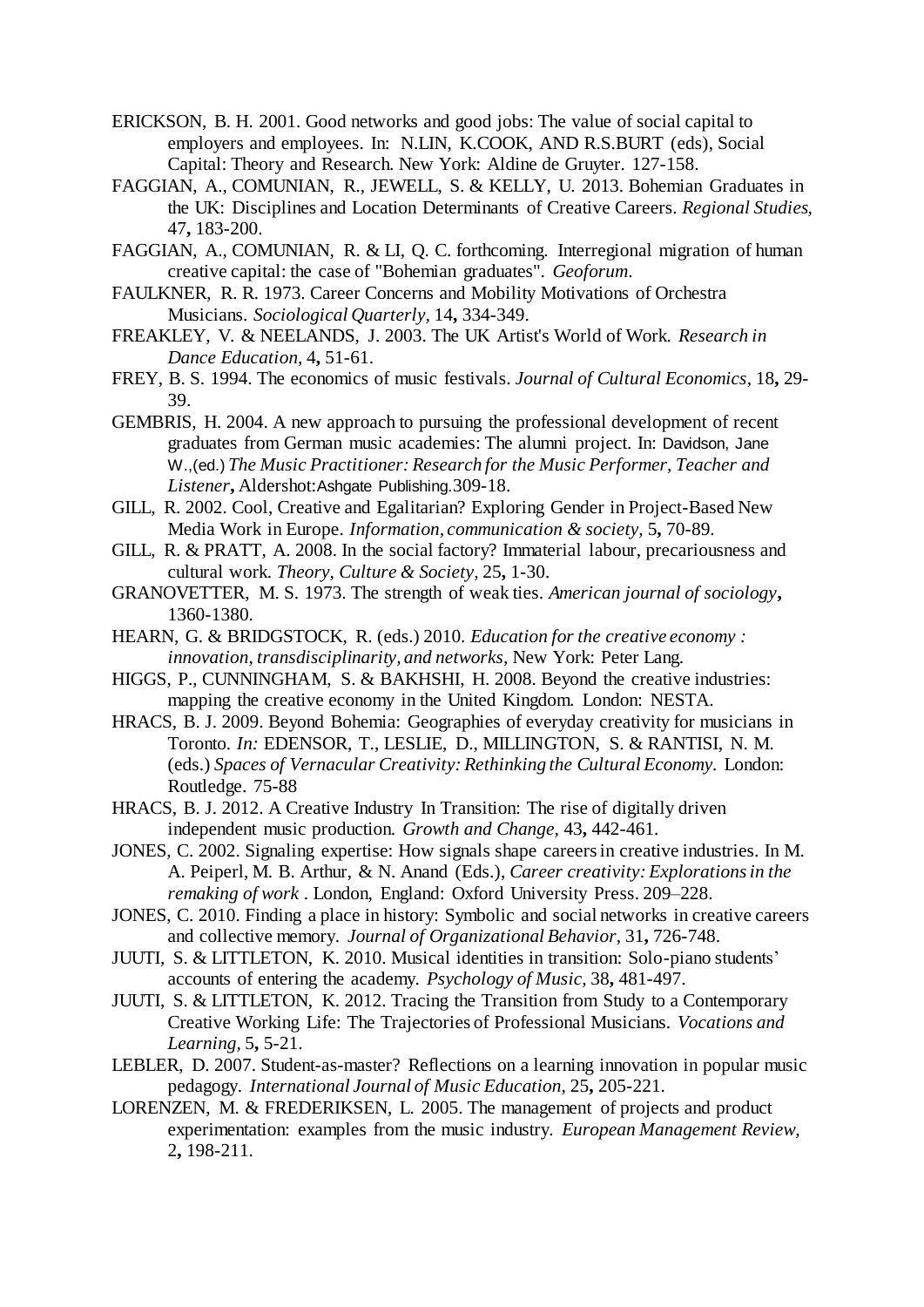ERICKSON, B. H. 2001. Good networks and good jobs: The value of social capital to employers and employees. In: N.LIN, K.COOK, AND R.S.BURT (eds), Social Capital: Theory and Research. New York: Aldine de Gruyter. 127-158.

FAGGIAN, A., COMUNIAN, R., JEWELL, S. & KELLY, U. 2013. Bohemian Graduates in the UK: Disciplines and Location Determinants of Creative Careers. *Regional Studies*, 47**,** 183-200.

FAGGIAN, A., COMUNIAN, R. & LI, Q. C. forthcoming. Interregional migration of human creative capital: the case of "Bohemian graduates". *Geoforum*.

FAULKNER, R. R. 1973. Career Concerns and Mobility Motivations of Orchestra Musicians. *Sociological Quarterly*, 14**,** 334-349.

FREAKLEY, V. & NEELANDS, J. 2003. The UK Artist's World of Work. *Research in Dance Education,* 4**,** 51-61.

FREY, B. S. 1994. The economics of music festivals. *Journal of Cultural Economics*, 18**,** 29-39.

GEMBRIS, H. 2004. A new approach to pursuing the professional development of recent graduates from German music academies: The alumni project. In: Davidson, Jane W.,(ed.) *The Music Practitioner: Research for the Music Performer, Teacher and Listener***,** Aldershot:Ashgate Publishing.309-18.

GILL, R. 2002. Cool, Creative and Egalitarian? Exploring Gender in Project-Based New Media Work in Europe. *Information, communication & society,* 5**,** 70-89.

GILL, R. & PRATT, A. 2008. In the social factory? Immaterial labour, precariousness and cultural work. *Theory, Culture & Society,* 25**,** 1-30.

GRANOVETTER, M. S. 1973. The strength of weak ties. *American journal of sociology***,** 1360-1380.

HEARN, G. & BRIDGSTOCK, R. (eds.) 2010. *Education for the creative economy : innovation, transdisciplinarity, and networks,* New York: Peter Lang.

HIGGS, P., CUNNINGHAM, S. & BAKHSHI, H. 2008. Beyond the creative industries: mapping the creative economy in the United Kingdom. London: NESTA.

HRACS, B. J. 2009. Beyond Bohemia: Geographies of everyday creativity for musicians in Toronto. *In:* EDENSOR, T., LESLIE, D., MILLINGTON, S. & RANTISI, N. M. (eds.) *Spaces of Vernacular Creativity: Rethinking the Cultural Economy*. London: Routledge. 75-88

HRACS, B. J. 2012. A Creative Industry In Transition: The rise of digitally driven independent music production. *Growth and Change,* 43**,** 442-461.

JONES, C. 2002. Signaling expertise: How signals shape careers in creative industries. In M. A. Peiperl, M. B. Arthur, & N. Anand (Eds.), *Career creativity: Explorations in the remaking of work* . London, England: Oxford University Press. 209–228.

JONES, C. 2010. Finding a place in history: Symbolic and social networks in creative careers and collective memory. *Journal of Organizational Behavior,* 31**,** 726-748.

JUUTI, S. & LITTLETON, K. 2010. Musical identities in transition: Solo-piano students' accounts of entering the academy. *Psychology of Music,* 38**,** 481-497.

JUUTI, S. & LITTLETON, K. 2012. Tracing the Transition from Study to a Contemporary Creative Working Life: The Trajectories of Professional Musicians. *Vocations and Learning,* 5**,** 5-21.

LEBLER, D. 2007. Student-as-master? Reflections on a learning innovation in popular music pedagogy. *International Journal of Music Education,* 25**,** 205-221.

LORENZEN, M. & FREDERIKSEN, L. 2005. The management of projects and product experimentation: examples from the music industry. *European Management Review,* 2**,** 198-211.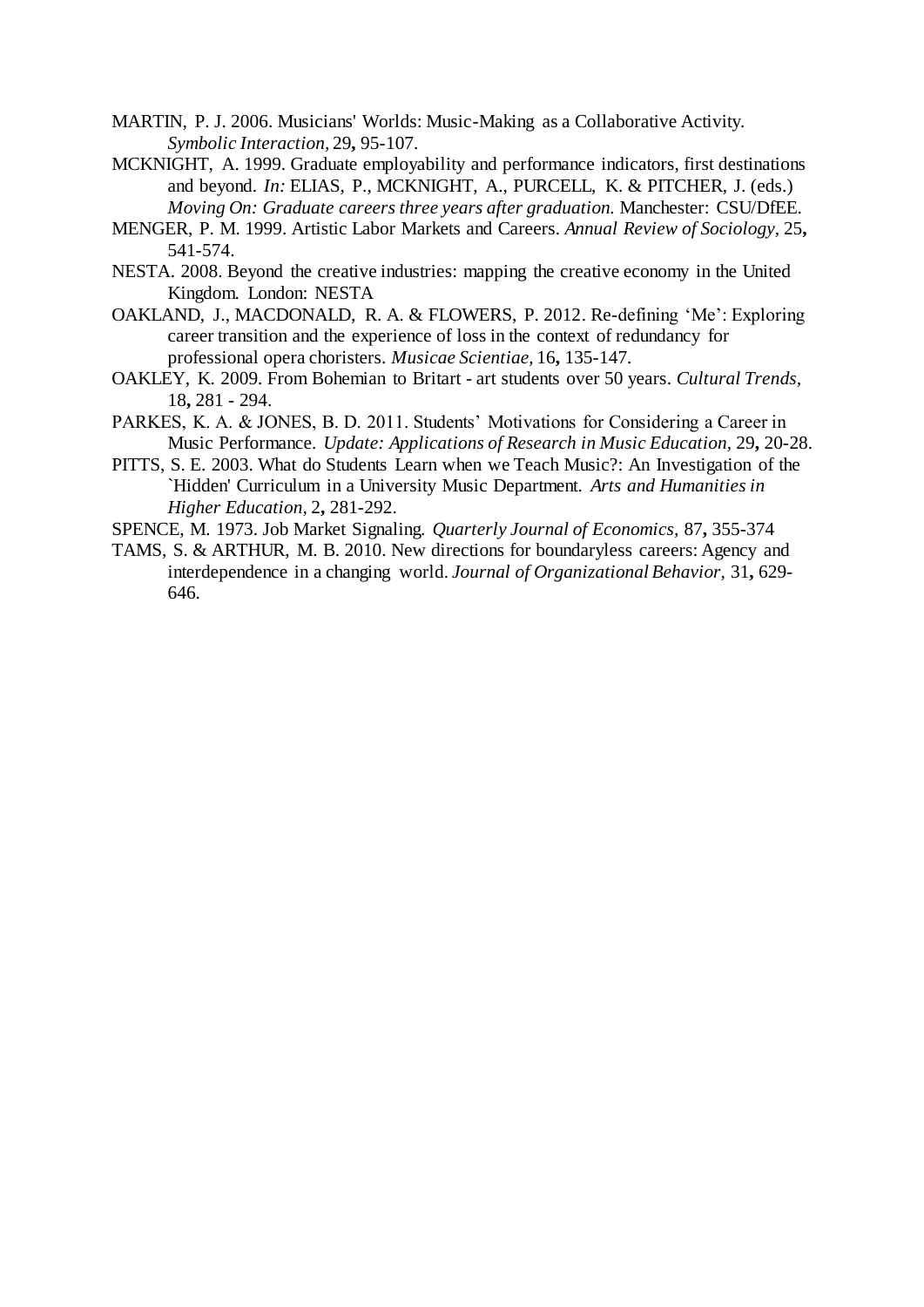MARTIN, P. J. 2006. Musicians' Worlds: Music-Making as a Collaborative Activity. *Symbolic Interaction,* 29**,** 95-107.

MCKNIGHT, A. 1999. Graduate employability and performance indicators, first destinations and beyond. *In:* ELIAS, P., MCKNIGHT, A., PURCELL, K. & PITCHER, J. (eds.) *Moving On: Graduate careers three years after graduation.* Manchester: CSU/DfEE.

MENGER, P. M. 1999. Artistic Labor Markets and Careers. *Annual Review of Sociology,* 25**,** 541-574.

NESTA. 2008. Beyond the creative industries: mapping the creative economy in the United Kingdom. London: NESTA

OAKLAND, J., MACDONALD, R. A. & FLOWERS, P. 2012. Re-defining 'Me': Exploring career transition and the experience of loss in the context of redundancy for professional opera choristers. *Musicae Scientiae,* 16**,** 135-147.

OAKLEY, K. 2009. From Bohemian to Britart - art students over 50 years. *Cultural Trends,* 18**,** 281 - 294.

PARKES, K. A. & JONES, B. D. 2011. Students' Motivations for Considering a Career in Music Performance. *Update: Applications of Research in Music Education,* 29**,** 20-28.

PITTS, S. E. 2003. What do Students Learn when we Teach Music?: An Investigation of the `Hidden' Curriculum in a University Music Department. *Arts and Humanities in Higher Education,* 2**,** 281-292.

SPENCE, M. 1973. Job Market Signaling. *Quarterly Journal of Economics,* 87**,** 355-374

TAMS, S. & ARTHUR, M. B. 2010. New directions for boundaryless careers: Agency and interdependence in a changing world. *Journal of Organizational Behavior,* 31**,** 629-646.